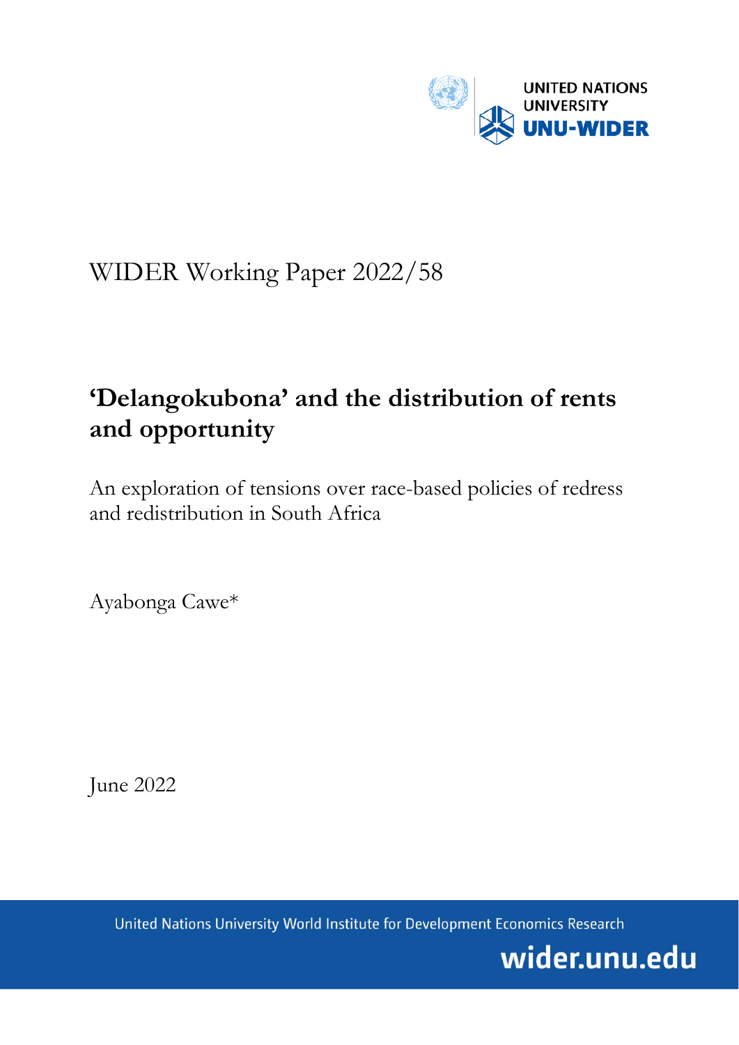UNITED NATIONS UNIVERSITY
UNU-WIDER

WIDER Working Paper 2022/58

# 'Delangokubona' and the distribution of rents and opportunity

An exploration of tensions over race-based policies of redress and redistribution in South Africa

Ayabonga Cawe*

June 2022

United Nations University World Institute for Development Economics Research

wider.unu.edu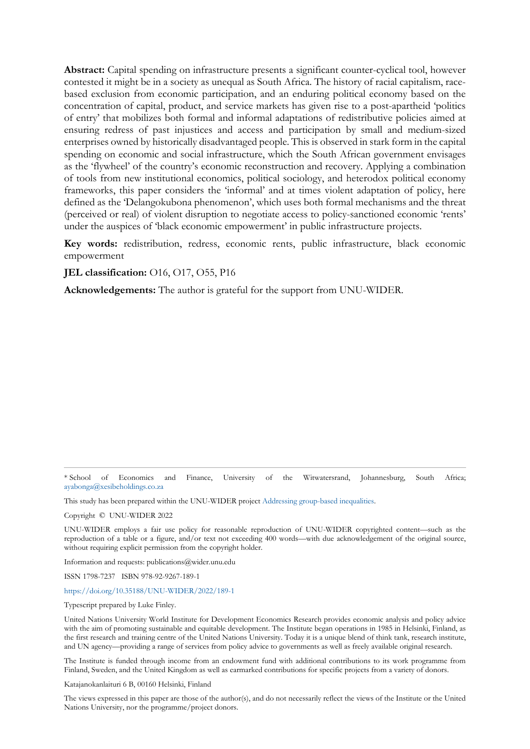**Abstract:** Capital spending on infrastructure presents a significant counter-cyclical tool, however contested it might be in a society as unequal as South Africa. The history of racial capitalism, race-based exclusion from economic participation, and an enduring political economy based on the concentration of capital, product, and service markets has given rise to a post-apartheid 'politics of entry' that mobilizes both formal and informal adaptations of redistributive policies aimed at ensuring redress of past injustices and access and participation by small and medium-sized enterprises owned by historically disadvantaged people. This is observed in stark form in the capital spending on economic and social infrastructure, which the South African government envisages as the 'flywheel' of the country's economic reconstruction and recovery. Applying a combination of tools from new institutional economics, political sociology, and heterodox political economy frameworks, this paper considers the 'informal' and at times violent adaptation of policy, here defined as the 'Delangokubona phenomenon', which uses both formal mechanisms and the threat (perceived or real) of violent disruption to negotiate access to policy-sanctioned economic 'rents' under the auspices of 'black economic empowerment' in public infrastructure projects.

**Key words:** redistribution, redress, economic rents, public infrastructure, black economic empowerment

**JEL classification:** O16, O17, O55, P16

**Acknowledgements:** The author is grateful for the support from UNU-WIDER.

---

\* School of Economics and Finance, University of the Witwatersrand, Johannesburg, South Africa; ayabonga@xesibeholdings.co.za

This study has been prepared within the UNU-WIDER project Addressing group-based inequalities.

Copyright © UNU-WIDER 2022

UNU-WIDER employs a fair use policy for reasonable reproduction of UNU-WIDER copyrighted content—such as the reproduction of a table or a figure, and/or text not exceeding 400 words—with due acknowledgement of the original source, without requiring explicit permission from the copyright holder.

Information and requests: publications@wider.unu.edu

ISSN 1798-7237 ISBN 978-92-9267-189-1

https://doi.org/10.35188/UNU-WIDER/2022/189-1

Typescript prepared by Luke Finley.

United Nations University World Institute for Development Economics Research provides economic analysis and policy advice with the aim of promoting sustainable and equitable development. The Institute began operations in 1985 in Helsinki, Finland, as the first research and training centre of the United Nations University. Today it is a unique blend of think tank, research institute, and UN agency—providing a range of services from policy advice to governments as well as freely available original research.

The Institute is funded through income from an endowment fund with additional contributions to its work programme from Finland, Sweden, and the United Kingdom as well as earmarked contributions for specific projects from a variety of donors.

Katajanokanlaituri 6 B, 00160 Helsinki, Finland

The views expressed in this paper are those of the author(s), and do not necessarily reflect the views of the Institute or the United Nations University, nor the programme/project donors.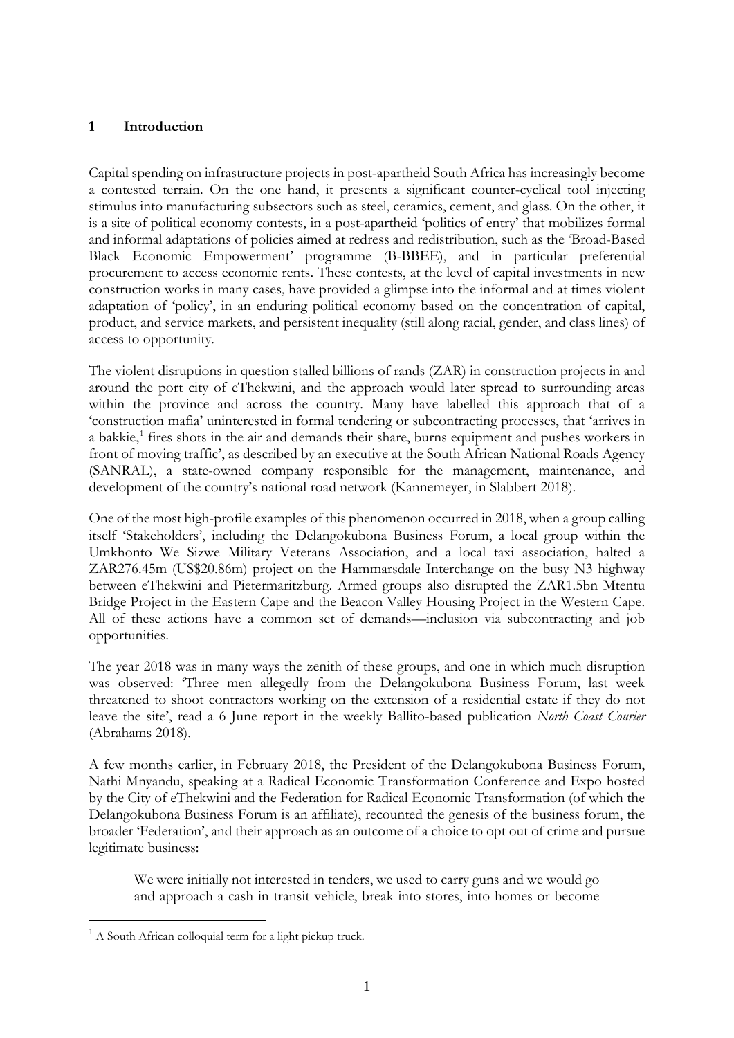## 1 Introduction

Capital spending on infrastructure projects in post-apartheid South Africa has increasingly become a contested terrain. On the one hand, it presents a significant counter-cyclical tool injecting stimulus into manufacturing subsectors such as steel, ceramics, cement, and glass. On the other, it is a site of political economy contests, in a post-apartheid 'politics of entry' that mobilizes formal and informal adaptations of policies aimed at redress and redistribution, such as the 'Broad-Based Black Economic Empowerment' programme (B-BBEE), and in particular preferential procurement to access economic rents. These contests, at the level of capital investments in new construction works in many cases, have provided a glimpse into the informal and at times violent adaptation of 'policy', in an enduring political economy based on the concentration of capital, product, and service markets, and persistent inequality (still along racial, gender, and class lines) of access to opportunity.

The violent disruptions in question stalled billions of rands (ZAR) in construction projects in and around the port city of eThekwini, and the approach would later spread to surrounding areas within the province and across the country. Many have labelled this approach that of a 'construction mafia' uninterested in formal tendering or subcontracting processes, that 'arrives in a bakkie,[1] fires shots in the air and demands their share, burns equipment and pushes workers in front of moving traffic', as described by an executive at the South African National Roads Agency (SANRAL), a state-owned company responsible for the management, maintenance, and development of the country's national road network (Kannemeyer, in Slabbert 2018).

One of the most high-profile examples of this phenomenon occurred in 2018, when a group calling itself 'Stakeholders', including the Delangokubona Business Forum, a local group within the Umkhonto We Sizwe Military Veterans Association, and a local taxi association, halted a ZAR276.45m (US$20.86m) project on the Hammarsdale Interchange on the busy N3 highway between eThekwini and Pietermaritzburg. Armed groups also disrupted the ZAR1.5bn Mtentu Bridge Project in the Eastern Cape and the Beacon Valley Housing Project in the Western Cape. All of these actions have a common set of demands—inclusion via subcontracting and job opportunities.

The year 2018 was in many ways the zenith of these groups, and one in which much disruption was observed: 'Three men allegedly from the Delangokubona Business Forum, last week threatened to shoot contractors working on the extension of a residential estate if they do not leave the site', read a 6 June report in the weekly Ballito-based publication *North Coast Courier* (Abrahams 2018).

A few months earlier, in February 2018, the President of the Delangokubona Business Forum, Nathi Mnyandu, speaking at a Radical Economic Transformation Conference and Expo hosted by the City of eThekwini and the Federation for Radical Economic Transformation (of which the Delangokubona Business Forum is an affiliate), recounted the genesis of the business forum, the broader 'Federation', and their approach as an outcome of a choice to opt out of crime and pursue legitimate business:

> We were initially not interested in tenders, we used to carry guns and we would go and approach a cash in transit vehicle, break into stores, into homes or become

[1] A South African colloquial term for a light pickup truck.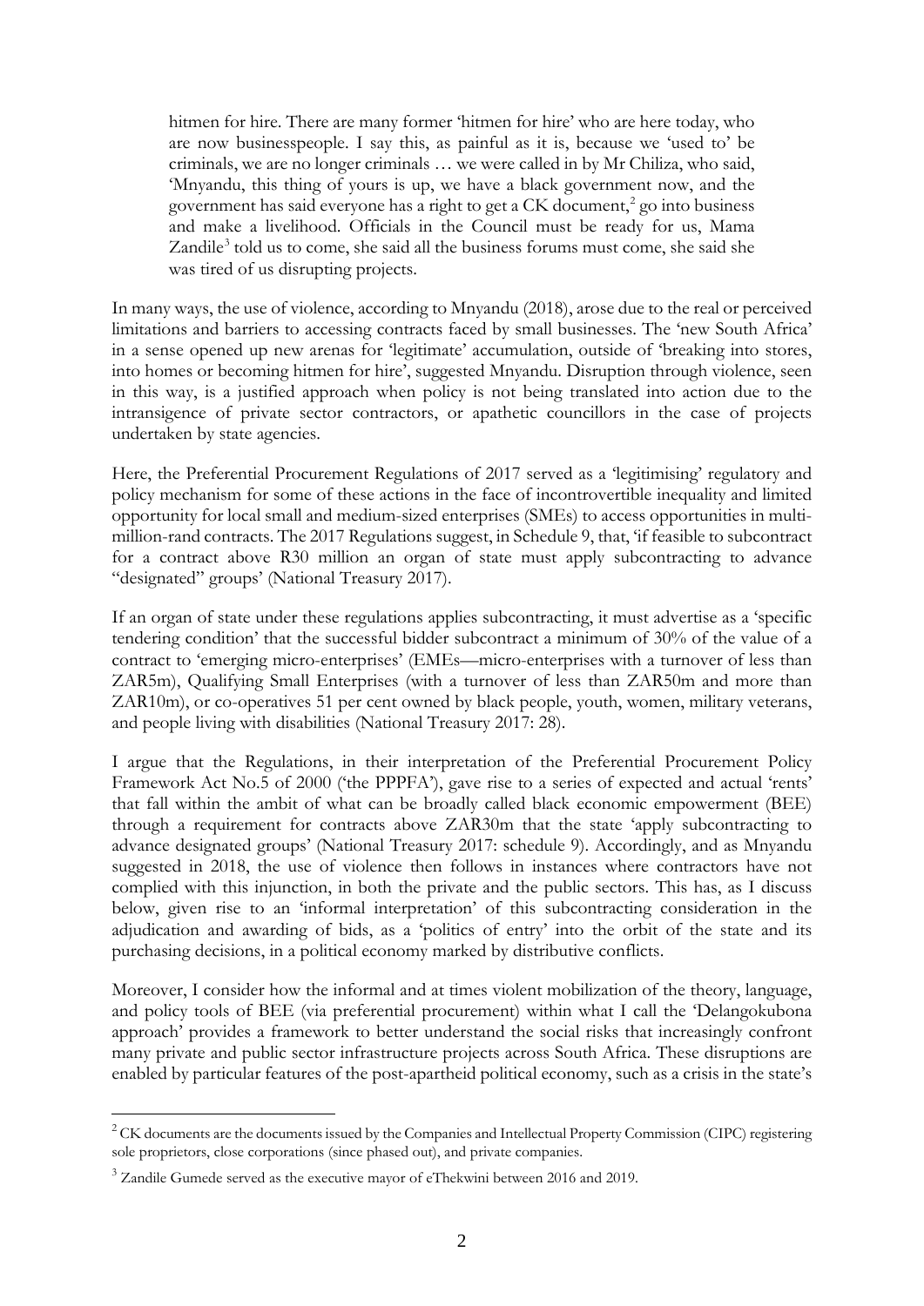> hitmen for hire. There are many former 'hitmen for hire' who are here today, who are now businesspeople. I say this, as painful as it is, because we 'used to' be criminals, we are no longer criminals … we were called in by Mr Chiliza, who said, 'Mnyandu, this thing of yours is up, we have a black government now, and the government has said everyone has a right to get a CK document,[2] go into business and make a livelihood. Officials in the Council must be ready for us, Mama Zandile[3] told us to come, she said all the business forums must come, she said she was tired of us disrupting projects.

In many ways, the use of violence, according to Mnyandu (2018), arose due to the real or perceived limitations and barriers to accessing contracts faced by small businesses. The 'new South Africa' in a sense opened up new arenas for 'legitimate' accumulation, outside of 'breaking into stores, into homes or becoming hitmen for hire', suggested Mnyandu. Disruption through violence, seen in this way, is a justified approach when policy is not being translated into action due to the intransigence of private sector contractors, or apathetic councillors in the case of projects undertaken by state agencies.

Here, the Preferential Procurement Regulations of 2017 served as a 'legitimising' regulatory and policy mechanism for some of these actions in the face of incontrovertible inequality and limited opportunity for local small and medium-sized enterprises (SMEs) to access opportunities in multi-million-rand contracts. The 2017 Regulations suggest, in Schedule 9, that, 'if feasible to subcontract for a contract above R30 million an organ of state must apply subcontracting to advance "designated" groups' (National Treasury 2017).

If an organ of state under these regulations applies subcontracting, it must advertise as a 'specific tendering condition' that the successful bidder subcontract a minimum of 30% of the value of a contract to 'emerging micro-enterprises' (EMEs—micro-enterprises with a turnover of less than ZAR5m), Qualifying Small Enterprises (with a turnover of less than ZAR50m and more than ZAR10m), or co-operatives 51 per cent owned by black people, youth, women, military veterans, and people living with disabilities (National Treasury 2017: 28).

I argue that the Regulations, in their interpretation of the Preferential Procurement Policy Framework Act No.5 of 2000 ('the PPPFA'), gave rise to a series of expected and actual 'rents' that fall within the ambit of what can be broadly called black economic empowerment (BEE) through a requirement for contracts above ZAR30m that the state 'apply subcontracting to advance designated groups' (National Treasury 2017: schedule 9). Accordingly, and as Mnyandu suggested in 2018, the use of violence then follows in instances where contractors have not complied with this injunction, in both the private and the public sectors. This has, as I discuss below, given rise to an 'informal interpretation' of this subcontracting consideration in the adjudication and awarding of bids, as a 'politics of entry' into the orbit of the state and its purchasing decisions, in a political economy marked by distributive conflicts.

Moreover, I consider how the informal and at times violent mobilization of the theory, language, and policy tools of BEE (via preferential procurement) within what I call the 'Delangokubona approach' provides a framework to better understand the social risks that increasingly confront many private and public sector infrastructure projects across South Africa. These disruptions are enabled by particular features of the post-apartheid political economy, such as a crisis in the state's

---

[2] CK documents are the documents issued by the Companies and Intellectual Property Commission (CIPC) registering sole proprietors, close corporations (since phased out), and private companies.

[3] Zandile Gumede served as the executive mayor of eThekwini between 2016 and 2019.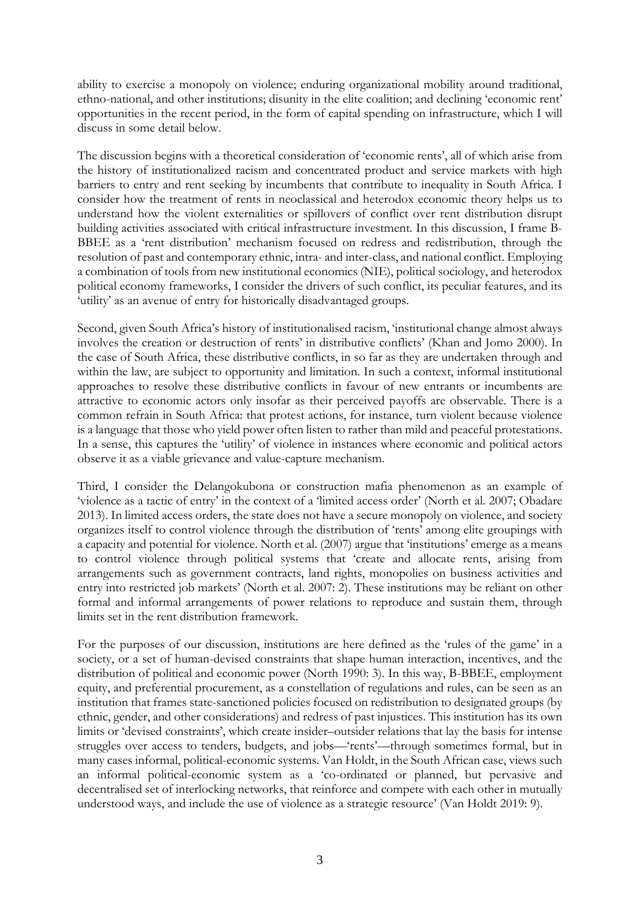ability to exercise a monopoly on violence; enduring organizational mobility around traditional, ethno-national, and other institutions; disunity in the elite coalition; and declining 'economic rent' opportunities in the recent period, in the form of capital spending on infrastructure, which I will discuss in some detail below.

The discussion begins with a theoretical consideration of 'economic rents', all of which arise from the history of institutionalized racism and concentrated product and service markets with high barriers to entry and rent seeking by incumbents that contribute to inequality in South Africa. I consider how the treatment of rents in neoclassical and heterodox economic theory helps us to understand how the violent externalities or spillovers of conflict over rent distribution disrupt building activities associated with critical infrastructure investment. In this discussion, I frame B-BBEE as a 'rent distribution' mechanism focused on redress and redistribution, through the resolution of past and contemporary ethnic, intra- and inter-class, and national conflict. Employing a combination of tools from new institutional economics (NIE), political sociology, and heterodox political economy frameworks, I consider the drivers of such conflict, its peculiar features, and its 'utility' as an avenue of entry for historically disadvantaged groups.

Second, given South Africa's history of institutionalised racism, 'institutional change almost always involves the creation or destruction of rents' in distributive conflicts' (Khan and Jomo 2000). In the case of South Africa, these distributive conflicts, in so far as they are undertaken through and within the law, are subject to opportunity and limitation. In such a context, informal institutional approaches to resolve these distributive conflicts in favour of new entrants or incumbents are attractive to economic actors only insofar as their perceived payoffs are observable. There is a common refrain in South Africa: that protest actions, for instance, turn violent because violence is a language that those who yield power often listen to rather than mild and peaceful protestations. In a sense, this captures the 'utility' of violence in instances where economic and political actors observe it as a viable grievance and value-capture mechanism.

Third, I consider the Delangokubona or construction mafia phenomenon as an example of 'violence as a tactic of entry' in the context of a 'limited access order' (North et al. 2007; Obadare 2013). In limited access orders, the state does not have a secure monopoly on violence, and society organizes itself to control violence through the distribution of 'rents' among elite groupings with a capacity and potential for violence. North et al. (2007) argue that 'institutions' emerge as a means to control violence through political systems that 'create and allocate rents, arising from arrangements such as government contracts, land rights, monopolies on business activities and entry into restricted job markets' (North et al. 2007: 2). These institutions may be reliant on other formal and informal arrangements of power relations to reproduce and sustain them, through limits set in the rent distribution framework.

For the purposes of our discussion, institutions are here defined as the 'rules of the game' in a society, or a set of human-devised constraints that shape human interaction, incentives, and the distribution of political and economic power (North 1990: 3). In this way, B-BBEE, employment equity, and preferential procurement, as a constellation of regulations and rules, can be seen as an institution that frames state-sanctioned policies focused on redistribution to designated groups (by ethnic, gender, and other considerations) and redress of past injustices. This institution has its own limits or 'devised constraints', which create insider–outsider relations that lay the basis for intense struggles over access to tenders, budgets, and jobs—'rents'—through sometimes formal, but in many cases informal, political-economic systems. Van Holdt, in the South African case, views such an informal political-economic system as a 'co-ordinated or planned, but pervasive and decentralised set of interlocking networks, that reinforce and compete with each other in mutually understood ways, and include the use of violence as a strategic resource' (Van Holdt 2019: 9).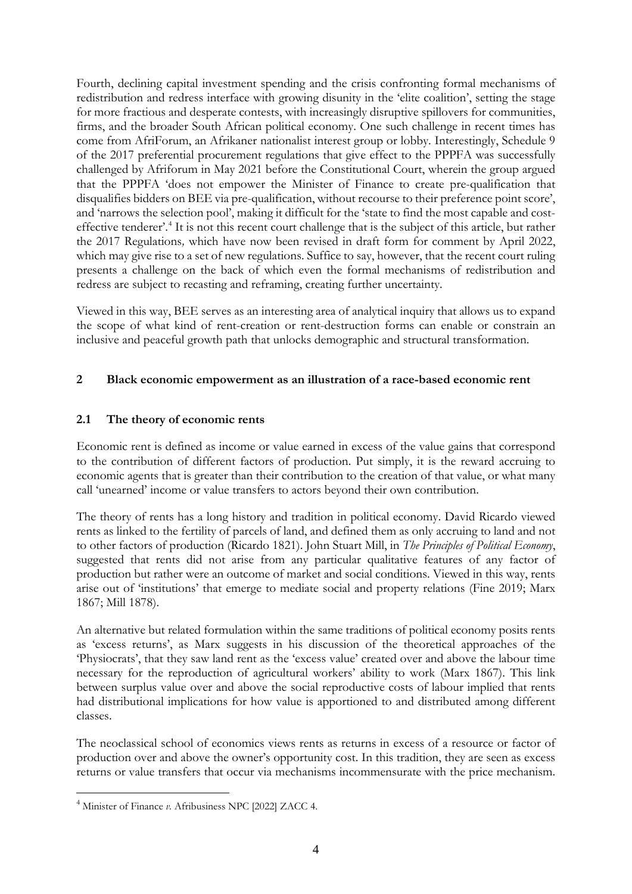Fourth, declining capital investment spending and the crisis confronting formal mechanisms of redistribution and redress interface with growing disunity in the 'elite coalition', setting the stage for more fractious and desperate contests, with increasingly disruptive spillovers for communities, firms, and the broader South African political economy. One such challenge in recent times has come from AfriForum, an Afrikaner nationalist interest group or lobby. Interestingly, Schedule 9 of the 2017 preferential procurement regulations that give effect to the PPPFA was successfully challenged by Afriforum in May 2021 before the Constitutional Court, wherein the group argued that the PPPFA 'does not empower the Minister of Finance to create pre-qualification that disqualifies bidders on BEE via pre-qualification, without recourse to their preference point score', and 'narrows the selection pool', making it difficult for the 'state to find the most capable and cost-effective tenderer'.[4] It is not this recent court challenge that is the subject of this article, but rather the 2017 Regulations*,* which have now been revised in draft form for comment by April 2022, which may give rise to a set of new regulations. Suffice to say, however, that the recent court ruling presents a challenge on the back of which even the formal mechanisms of redistribution and redress are subject to recasting and reframing, creating further uncertainty.

Viewed in this way, BEE serves as an interesting area of analytical inquiry that allows us to expand the scope of what kind of rent-creation or rent-destruction forms can enable or constrain an inclusive and peaceful growth path that unlocks demographic and structural transformation.

## 2 Black economic empowerment as an illustration of a race-based economic rent

### 2.1 The theory of economic rents

Economic rent is defined as income or value earned in excess of the value gains that correspond to the contribution of different factors of production. Put simply, it is the reward accruing to economic agents that is greater than their contribution to the creation of that value, or what many call 'unearned' income or value transfers to actors beyond their own contribution.

The theory of rents has a long history and tradition in political economy. David Ricardo viewed rents as linked to the fertility of parcels of land, and defined them as only accruing to land and not to other factors of production (Ricardo 1821). John Stuart Mill, in *The Principles of Political Economy*, suggested that rents did not arise from any particular qualitative features of any factor of production but rather were an outcome of market and social conditions. Viewed in this way, rents arise out of 'institutions' that emerge to mediate social and property relations (Fine 2019; Marx 1867; Mill 1878).

An alternative but related formulation within the same traditions of political economy posits rents as 'excess returns', as Marx suggests in his discussion of the theoretical approaches of the 'Physiocrats', that they saw land rent as the 'excess value' created over and above the labour time necessary for the reproduction of agricultural workers' ability to work (Marx 1867). This link between surplus value over and above the social reproductive costs of labour implied that rents had distributional implications for how value is apportioned to and distributed among different classes.

The neoclassical school of economics views rents as returns in excess of a resource or factor of production over and above the owner's opportunity cost. In this tradition, they are seen as excess returns or value transfers that occur via mechanisms incommensurate with the price mechanism.

[4] Minister of Finance *v.* Afribusiness NPC [2022] ZACC 4.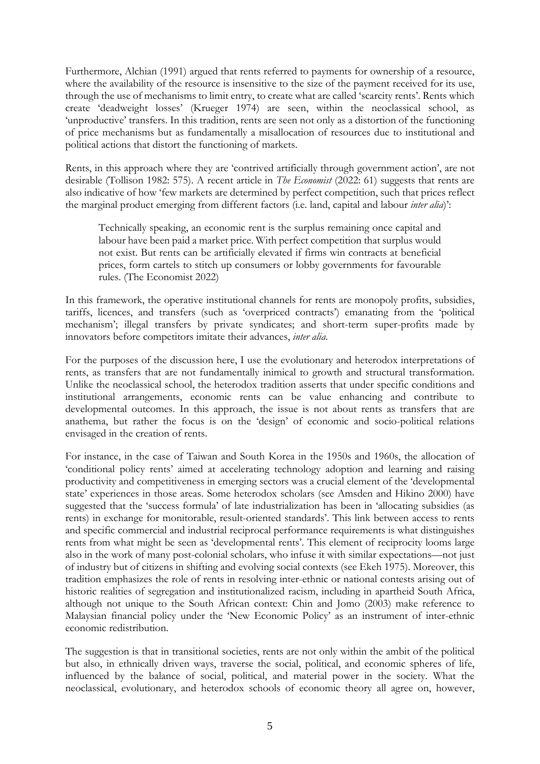Furthermore, Alchian (1991) argued that rents referred to payments for ownership of a resource, where the availability of the resource is insensitive to the size of the payment received for its use, through the use of mechanisms to limit entry, to create what are called 'scarcity rents'. Rents which create 'deadweight losses' (Krueger 1974) are seen, within the neoclassical school, as 'unproductive' transfers. In this tradition, rents are seen not only as a distortion of the functioning of price mechanisms but as fundamentally a misallocation of resources due to institutional and political actions that distort the functioning of markets.

Rents, in this approach where they are 'contrived artificially through government action', are not desirable (Tollison 1982: 575). A recent article in *The Economist* (2022: 61) suggests that rents are also indicative of how 'few markets are determined by perfect competition, such that prices reflect the marginal product emerging from different factors (i.e. land, capital and labour *inter alia*)':

> Technically speaking, an economic rent is the surplus remaining once capital and labour have been paid a market price. With perfect competition that surplus would not exist. But rents can be artificially elevated if firms win contracts at beneficial prices, form cartels to stitch up consumers or lobby governments for favourable rules. (The Economist 2022)

In this framework, the operative institutional channels for rents are monopoly profits, subsidies, tariffs, licences, and transfers (such as 'overpriced contracts') emanating from the 'political mechanism'; illegal transfers by private syndicates; and short-term super-profits made by innovators before competitors imitate their advances, *inter alia*.

For the purposes of the discussion here, I use the evolutionary and heterodox interpretations of rents, as transfers that are not fundamentally inimical to growth and structural transformation. Unlike the neoclassical school, the heterodox tradition asserts that under specific conditions and institutional arrangements, economic rents can be value enhancing and contribute to developmental outcomes. In this approach, the issue is not about rents as transfers that are anathema, but rather the focus is on the 'design' of economic and socio-political relations envisaged in the creation of rents.

For instance, in the case of Taiwan and South Korea in the 1950s and 1960s, the allocation of 'conditional policy rents' aimed at accelerating technology adoption and learning and raising productivity and competitiveness in emerging sectors was a crucial element of the 'developmental state' experiences in those areas. Some heterodox scholars (see Amsden and Hikino 2000) have suggested that the 'success formula' of late industrialization has been in 'allocating subsidies (as rents) in exchange for monitorable, result-oriented standards'. This link between access to rents and specific commercial and industrial reciprocal performance requirements is what distinguishes rents from what might be seen as 'developmental rents'. This element of reciprocity looms large also in the work of many post-colonial scholars, who infuse it with similar expectations—not just of industry but of citizens in shifting and evolving social contexts (see Ekeh 1975). Moreover, this tradition emphasizes the role of rents in resolving inter-ethnic or national contests arising out of historic realities of segregation and institutionalized racism, including in apartheid South Africa, although not unique to the South African context: Chin and Jomo (2003) make reference to Malaysian financial policy under the 'New Economic Policy' as an instrument of inter-ethnic economic redistribution.

The suggestion is that in transitional societies, rents are not only within the ambit of the political but also, in ethnically driven ways, traverse the social, political, and economic spheres of life, influenced by the balance of social, political, and material power in the society. What the neoclassical, evolutionary, and heterodox schools of economic theory all agree on, however,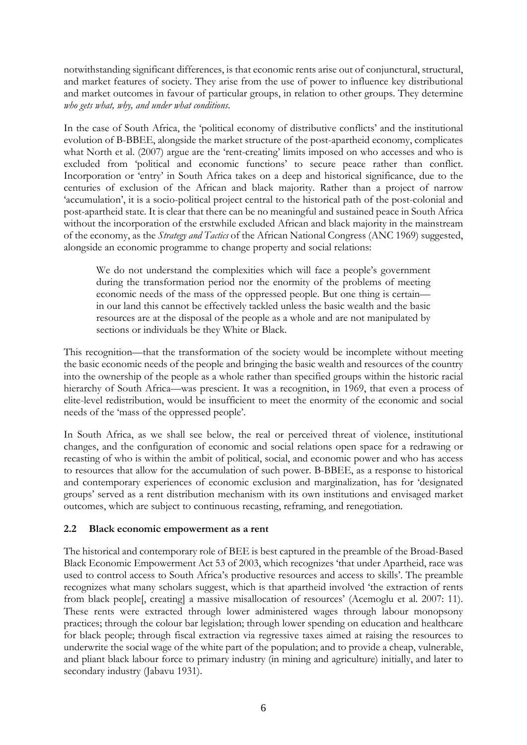notwithstanding significant differences, is that economic rents arise out of conjunctural, structural, and market features of society. They arise from the use of power to influence key distributional and market outcomes in favour of particular groups, in relation to other groups. They determine *who gets what, why, and under what conditions*.

In the case of South Africa, the 'political economy of distributive conflicts' and the institutional evolution of B-BBEE, alongside the market structure of the post-apartheid economy, complicates what North et al. (2007) argue are the 'rent-creating' limits imposed on who accesses and who is excluded from 'political and economic functions' to secure peace rather than conflict. Incorporation or 'entry' in South Africa takes on a deep and historical significance, due to the centuries of exclusion of the African and black majority. Rather than a project of narrow 'accumulation', it is a socio-political project central to the historical path of the post-colonial and post-apartheid state. It is clear that there can be no meaningful and sustained peace in South Africa without the incorporation of the erstwhile excluded African and black majority in the mainstream of the economy, as the *Strategy and Tactics* of the African National Congress (ANC 1969) suggested, alongside an economic programme to change property and social relations:

> We do not understand the complexities which will face a people's government during the transformation period nor the enormity of the problems of meeting economic needs of the mass of the oppressed people. But one thing is certain—in our land this cannot be effectively tackled unless the basic wealth and the basic resources are at the disposal of the people as a whole and are not manipulated by sections or individuals be they White or Black.

This recognition—that the transformation of the society would be incomplete without meeting the basic economic needs of the people and bringing the basic wealth and resources of the country into the ownership of the people as a whole rather than specified groups within the historic racial hierarchy of South Africa—was prescient. It was a recognition, in 1969, that even a process of elite-level redistribution, would be insufficient to meet the enormity of the economic and social needs of the 'mass of the oppressed people'.

In South Africa, as we shall see below, the real or perceived threat of violence, institutional changes, and the configuration of economic and social relations open space for a redrawing or recasting of who is within the ambit of political, social, and economic power and who has access to resources that allow for the accumulation of such power. B-BBEE, as a response to historical and contemporary experiences of economic exclusion and marginalization, has for 'designated groups' served as a rent distribution mechanism with its own institutions and envisaged market outcomes, which are subject to continuous recasting, reframing, and renegotiation.

## 2.2 Black economic empowerment as a rent

The historical and contemporary role of BEE is best captured in the preamble of the Broad-Based Black Economic Empowerment Act 53 of 2003, which recognizes 'that under Apartheid, race was used to control access to South Africa's productive resources and access to skills'. The preamble recognizes what many scholars suggest, which is that apartheid involved 'the extraction of rents from black people[, creating] a massive misallocation of resources' (Acemoglu et al. 2007: 11). These rents were extracted through lower administered wages through labour monopsony practices; through the colour bar legislation; through lower spending on education and healthcare for black people; through fiscal extraction via regressive taxes aimed at raising the resources to underwrite the social wage of the white part of the population; and to provide a cheap, vulnerable, and pliant black labour force to primary industry (in mining and agriculture) initially, and later to secondary industry (Jabavu 1931).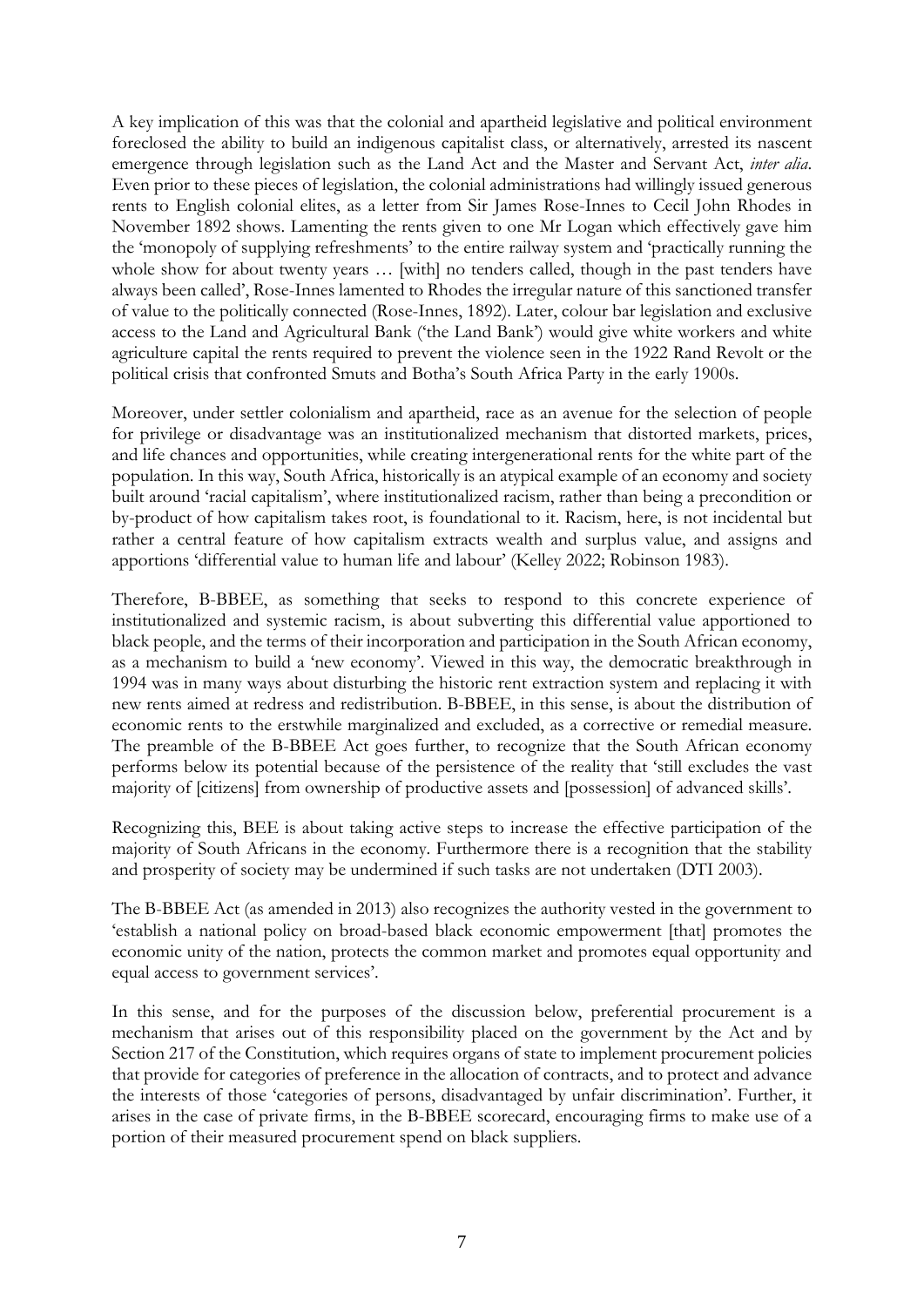A key implication of this was that the colonial and apartheid legislative and political environment foreclosed the ability to build an indigenous capitalist class, or alternatively, arrested its nascent emergence through legislation such as the Land Act and the Master and Servant Act, *inter alia*. Even prior to these pieces of legislation, the colonial administrations had willingly issued generous rents to English colonial elites, as a letter from Sir James Rose-Innes to Cecil John Rhodes in November 1892 shows. Lamenting the rents given to one Mr Logan which effectively gave him the 'monopoly of supplying refreshments' to the entire railway system and 'practically running the whole show for about twenty years … [with] no tenders called, though in the past tenders have always been called', Rose-Innes lamented to Rhodes the irregular nature of this sanctioned transfer of value to the politically connected (Rose-Innes, 1892). Later, colour bar legislation and exclusive access to the Land and Agricultural Bank ('the Land Bank') would give white workers and white agriculture capital the rents required to prevent the violence seen in the 1922 Rand Revolt or the political crisis that confronted Smuts and Botha's South Africa Party in the early 1900s.

Moreover, under settler colonialism and apartheid, race as an avenue for the selection of people for privilege or disadvantage was an institutionalized mechanism that distorted markets, prices, and life chances and opportunities, while creating intergenerational rents for the white part of the population. In this way, South Africa, historically is an atypical example of an economy and society built around 'racial capitalism', where institutionalized racism, rather than being a precondition or by-product of how capitalism takes root, is foundational to it. Racism, here, is not incidental but rather a central feature of how capitalism extracts wealth and surplus value, and assigns and apportions 'differential value to human life and labour' (Kelley 2022; Robinson 1983).

Therefore, B-BBEE, as something that seeks to respond to this concrete experience of institutionalized and systemic racism, is about subverting this differential value apportioned to black people, and the terms of their incorporation and participation in the South African economy, as a mechanism to build a 'new economy'. Viewed in this way, the democratic breakthrough in 1994 was in many ways about disturbing the historic rent extraction system and replacing it with new rents aimed at redress and redistribution. B-BBEE, in this sense, is about the distribution of economic rents to the erstwhile marginalized and excluded, as a corrective or remedial measure. The preamble of the B-BBEE Act goes further, to recognize that the South African economy performs below its potential because of the persistence of the reality that 'still excludes the vast majority of [citizens] from ownership of productive assets and [possession] of advanced skills'.

Recognizing this, BEE is about taking active steps to increase the effective participation of the majority of South Africans in the economy. Furthermore there is a recognition that the stability and prosperity of society may be undermined if such tasks are not undertaken (DTI 2003).

The B-BBEE Act (as amended in 2013) also recognizes the authority vested in the government to 'establish a national policy on broad-based black economic empowerment [that] promotes the economic unity of the nation, protects the common market and promotes equal opportunity and equal access to government services'.

In this sense, and for the purposes of the discussion below, preferential procurement is a mechanism that arises out of this responsibility placed on the government by the Act and by Section 217 of the Constitution, which requires organs of state to implement procurement policies that provide for categories of preference in the allocation of contracts, and to protect and advance the interests of those 'categories of persons, disadvantaged by unfair discrimination'. Further, it arises in the case of private firms, in the B-BBEE scorecard, encouraging firms to make use of a portion of their measured procurement spend on black suppliers.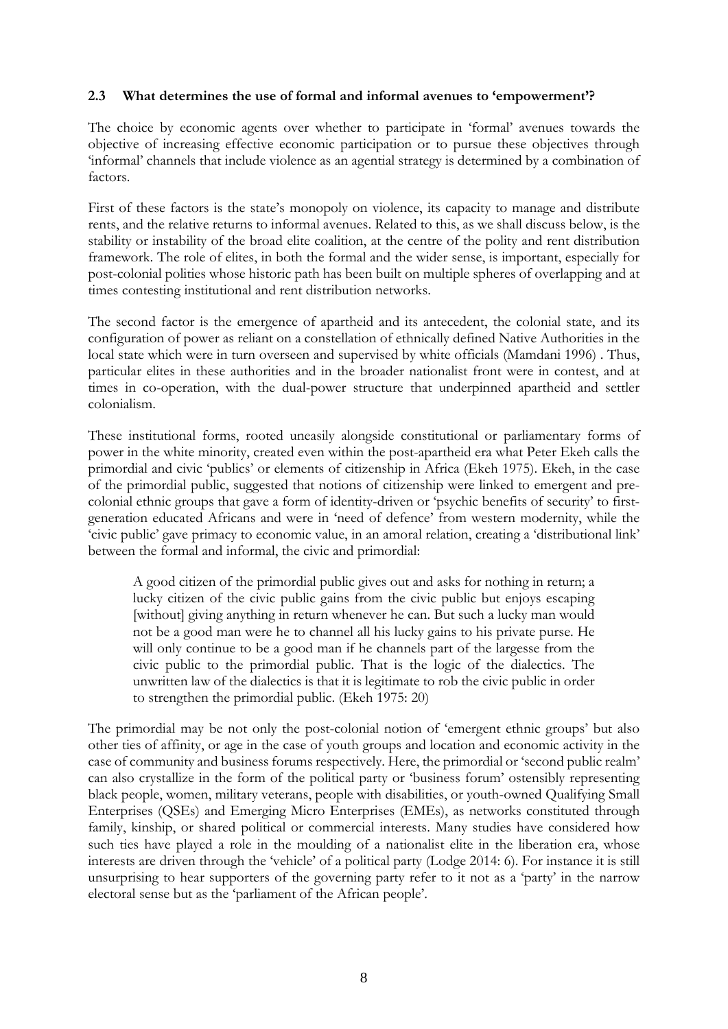### 2.3 What determines the use of formal and informal avenues to 'empowerment'?

The choice by economic agents over whether to participate in 'formal' avenues towards the objective of increasing effective economic participation or to pursue these objectives through 'informal' channels that include violence as an agential strategy is determined by a combination of factors.

First of these factors is the state's monopoly on violence, its capacity to manage and distribute rents, and the relative returns to informal avenues. Related to this, as we shall discuss below, is the stability or instability of the broad elite coalition, at the centre of the polity and rent distribution framework. The role of elites, in both the formal and the wider sense, is important, especially for post-colonial polities whose historic path has been built on multiple spheres of overlapping and at times contesting institutional and rent distribution networks.

The second factor is the emergence of apartheid and its antecedent, the colonial state, and its configuration of power as reliant on a constellation of ethnically defined Native Authorities in the local state which were in turn overseen and supervised by white officials (Mamdani 1996) . Thus, particular elites in these authorities and in the broader nationalist front were in contest, and at times in co-operation, with the dual-power structure that underpinned apartheid and settler colonialism.

These institutional forms, rooted uneasily alongside constitutional or parliamentary forms of power in the white minority, created even within the post-apartheid era what Peter Ekeh calls the primordial and civic 'publics' or elements of citizenship in Africa (Ekeh 1975). Ekeh, in the case of the primordial public, suggested that notions of citizenship were linked to emergent and pre-colonial ethnic groups that gave a form of identity-driven or 'psychic benefits of security' to first-generation educated Africans and were in 'need of defence' from western modernity, while the 'civic public' gave primacy to economic value, in an amoral relation, creating a 'distributional link' between the formal and informal, the civic and primordial:

> A good citizen of the primordial public gives out and asks for nothing in return; a lucky citizen of the civic public gains from the civic public but enjoys escaping [without] giving anything in return whenever he can. But such a lucky man would not be a good man were he to channel all his lucky gains to his private purse. He will only continue to be a good man if he channels part of the largesse from the civic public to the primordial public. That is the logic of the dialectics. The unwritten law of the dialectics is that it is legitimate to rob the civic public in order to strengthen the primordial public. (Ekeh 1975: 20)

The primordial may be not only the post-colonial notion of 'emergent ethnic groups' but also other ties of affinity, or age in the case of youth groups and location and economic activity in the case of community and business forums respectively. Here, the primordial or 'second public realm' can also crystallize in the form of the political party or 'business forum' ostensibly representing black people, women, military veterans, people with disabilities, or youth-owned Qualifying Small Enterprises (QSEs) and Emerging Micro Enterprises (EMEs), as networks constituted through family, kinship, or shared political or commercial interests. Many studies have considered how such ties have played a role in the moulding of a nationalist elite in the liberation era, whose interests are driven through the 'vehicle' of a political party (Lodge 2014: 6). For instance it is still unsurprising to hear supporters of the governing party refer to it not as a 'party' in the narrow electoral sense but as the 'parliament of the African people'.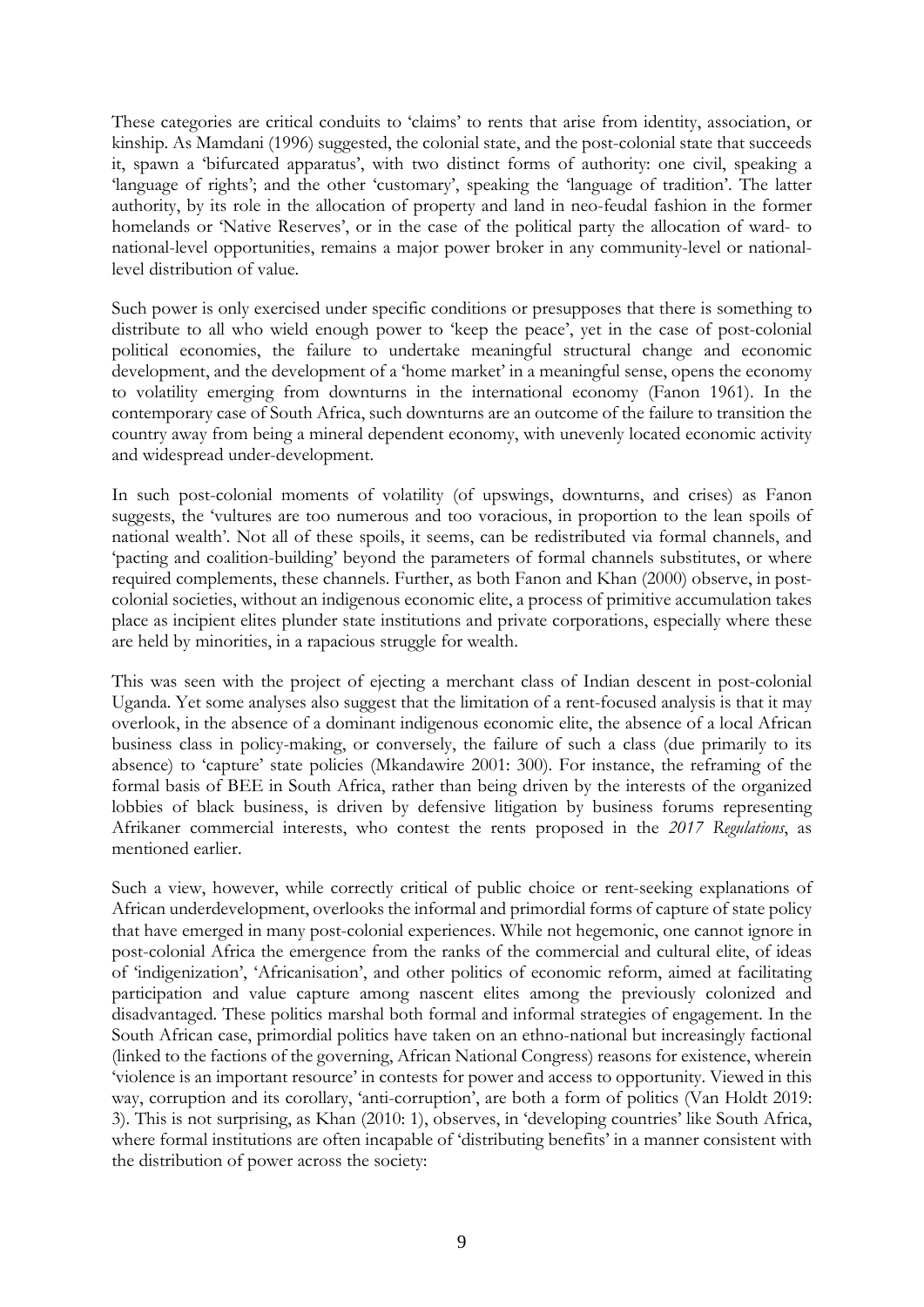These categories are critical conduits to 'claims' to rents that arise from identity, association, or kinship. As Mamdani (1996) suggested, the colonial state, and the post-colonial state that succeeds it, spawn a 'bifurcated apparatus', with two distinct forms of authority: one civil, speaking a 'language of rights'; and the other 'customary', speaking the 'language of tradition'. The latter authority, by its role in the allocation of property and land in neo-feudal fashion in the former homelands or 'Native Reserves', or in the case of the political party the allocation of ward- to national-level opportunities, remains a major power broker in any community-level or national-level distribution of value.

Such power is only exercised under specific conditions or presupposes that there is something to distribute to all who wield enough power to 'keep the peace', yet in the case of post-colonial political economies, the failure to undertake meaningful structural change and economic development, and the development of a 'home market' in a meaningful sense, opens the economy to volatility emerging from downturns in the international economy (Fanon 1961). In the contemporary case of South Africa, such downturns are an outcome of the failure to transition the country away from being a mineral dependent economy, with unevenly located economic activity and widespread under-development.

In such post-colonial moments of volatility (of upswings, downturns, and crises) as Fanon suggests, the 'vultures are too numerous and too voracious, in proportion to the lean spoils of national wealth'. Not all of these spoils, it seems, can be redistributed via formal channels, and 'pacting and coalition-building' beyond the parameters of formal channels substitutes, or where required complements, these channels. Further, as both Fanon and Khan (2000) observe, in post-colonial societies, without an indigenous economic elite, a process of primitive accumulation takes place as incipient elites plunder state institutions and private corporations, especially where these are held by minorities, in a rapacious struggle for wealth.

This was seen with the project of ejecting a merchant class of Indian descent in post-colonial Uganda. Yet some analyses also suggest that the limitation of a rent-focused analysis is that it may overlook, in the absence of a dominant indigenous economic elite, the absence of a local African business class in policy-making, or conversely, the failure of such a class (due primarily to its absence) to 'capture' state policies (Mkandawire 2001: 300). For instance, the reframing of the formal basis of BEE in South Africa, rather than being driven by the interests of the organized lobbies of black business, is driven by defensive litigation by business forums representing Afrikaner commercial interests, who contest the rents proposed in the *2017 Regulations*, as mentioned earlier.

Such a view, however, while correctly critical of public choice or rent-seeking explanations of African underdevelopment, overlooks the informal and primordial forms of capture of state policy that have emerged in many post-colonial experiences. While not hegemonic, one cannot ignore in post-colonial Africa the emergence from the ranks of the commercial and cultural elite, of ideas of 'indigenization', 'Africanisation', and other politics of economic reform, aimed at facilitating participation and value capture among nascent elites among the previously colonized and disadvantaged. These politics marshal both formal and informal strategies of engagement. In the South African case, primordial politics have taken on an ethno-national but increasingly factional (linked to the factions of the governing, African National Congress) reasons for existence, wherein 'violence is an important resource' in contests for power and access to opportunity. Viewed in this way, corruption and its corollary, 'anti-corruption', are both a form of politics (Van Holdt 2019: 3). This is not surprising, as Khan (2010: 1), observes, in 'developing countries' like South Africa, where formal institutions are often incapable of 'distributing benefits' in a manner consistent with the distribution of power across the society: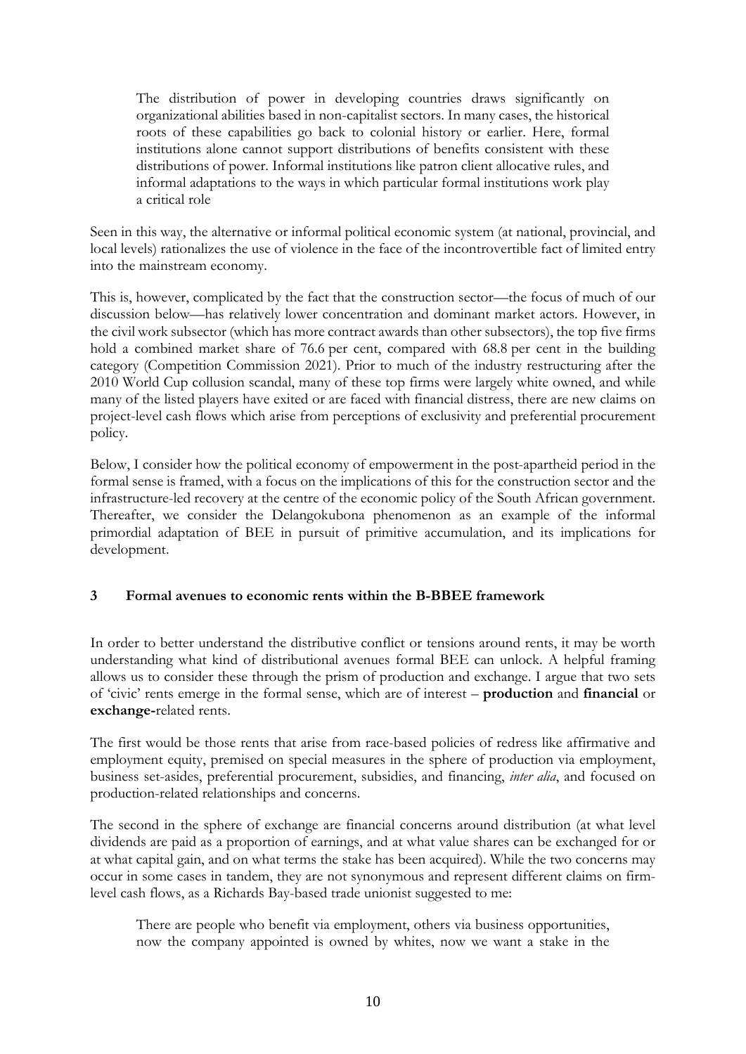> The distribution of power in developing countries draws significantly on organizational abilities based in non-capitalist sectors. In many cases, the historical roots of these capabilities go back to colonial history or earlier. Here, formal institutions alone cannot support distributions of benefits consistent with these distributions of power. Informal institutions like patron client allocative rules, and informal adaptations to the ways in which particular formal institutions work play a critical role

Seen in this way, the alternative or informal political economic system (at national, provincial, and local levels) rationalizes the use of violence in the face of the incontrovertible fact of limited entry into the mainstream economy.

This is, however, complicated by the fact that the construction sector—the focus of much of our discussion below—has relatively lower concentration and dominant market actors. However, in the civil work subsector (which has more contract awards than other subsectors), the top five firms hold a combined market share of 76.6 per cent, compared with 68.8 per cent in the building category (Competition Commission 2021). Prior to much of the industry restructuring after the 2010 World Cup collusion scandal, many of these top firms were largely white owned, and while many of the listed players have exited or are faced with financial distress, there are new claims on project-level cash flows which arise from perceptions of exclusivity and preferential procurement policy.

Below, I consider how the political economy of empowerment in the post-apartheid period in the formal sense is framed, with a focus on the implications of this for the construction sector and the infrastructure-led recovery at the centre of the economic policy of the South African government. Thereafter, we consider the Delangokubona phenomenon as an example of the informal primordial adaptation of BEE in pursuit of primitive accumulation, and its implications for development.

## 3 Formal avenues to economic rents within the B-BBEE framework

In order to better understand the distributive conflict or tensions around rents, it may be worth understanding what kind of distributional avenues formal BEE can unlock. A helpful framing allows us to consider these through the prism of production and exchange. I argue that two sets of 'civic' rents emerge in the formal sense, which are of interest – **production** and **financial** or **exchange-**related rents.

The first would be those rents that arise from race-based policies of redress like affirmative and employment equity, premised on special measures in the sphere of production via employment, business set-asides, preferential procurement, subsidies, and financing, *inter alia*, and focused on production-related relationships and concerns.

The second in the sphere of exchange are financial concerns around distribution (at what level dividends are paid as a proportion of earnings, and at what value shares can be exchanged for or at what capital gain, and on what terms the stake has been acquired). While the two concerns may occur in some cases in tandem, they are not synonymous and represent different claims on firm-level cash flows, as a Richards Bay-based trade unionist suggested to me:

> There are people who benefit via employment, others via business opportunities, now the company appointed is owned by whites, now we want a stake in the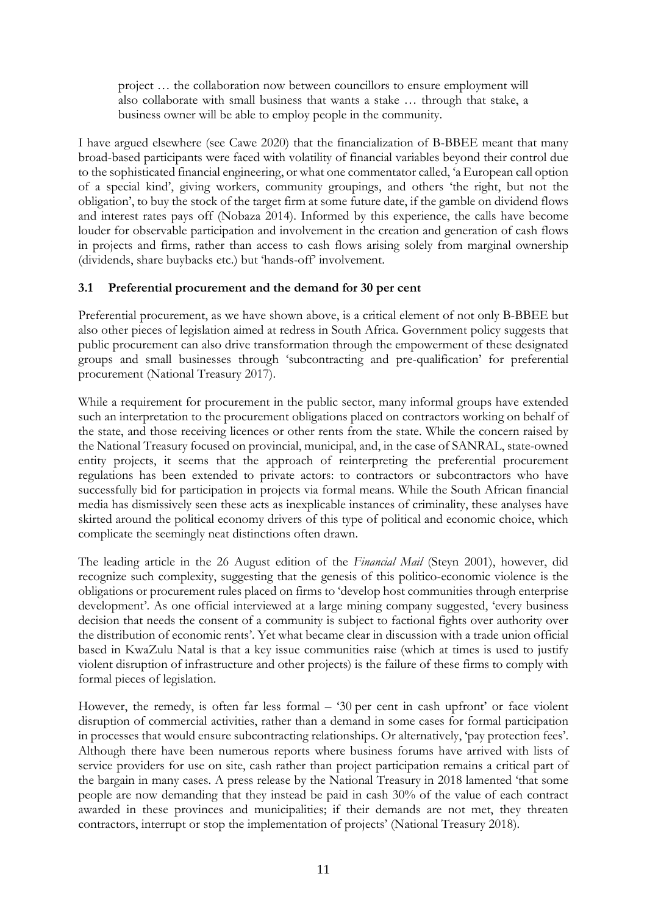> project … the collaboration now between councillors to ensure employment will also collaborate with small business that wants a stake … through that stake, a business owner will be able to employ people in the community.

I have argued elsewhere (see Cawe 2020) that the financialization of B-BBEE meant that many broad-based participants were faced with volatility of financial variables beyond their control due to the sophisticated financial engineering, or what one commentator called, 'a European call option of a special kind', giving workers, community groupings, and others 'the right, but not the obligation', to buy the stock of the target firm at some future date, if the gamble on dividend flows and interest rates pays off (Nobaza 2014). Informed by this experience, the calls have become louder for observable participation and involvement in the creation and generation of cash flows in projects and firms, rather than access to cash flows arising solely from marginal ownership (dividends, share buybacks etc.) but 'hands-off' involvement.

### 3.1 Preferential procurement and the demand for 30 per cent

Preferential procurement, as we have shown above, is a critical element of not only B-BBEE but also other pieces of legislation aimed at redress in South Africa. Government policy suggests that public procurement can also drive transformation through the empowerment of these designated groups and small businesses through 'subcontracting and pre-qualification' for preferential procurement (National Treasury 2017).

While a requirement for procurement in the public sector, many informal groups have extended such an interpretation to the procurement obligations placed on contractors working on behalf of the state, and those receiving licences or other rents from the state. While the concern raised by the National Treasury focused on provincial, municipal, and, in the case of SANRAL, state-owned entity projects, it seems that the approach of reinterpreting the preferential procurement regulations has been extended to private actors: to contractors or subcontractors who have successfully bid for participation in projects via formal means. While the South African financial media has dismissively seen these acts as inexplicable instances of criminality, these analyses have skirted around the political economy drivers of this type of political and economic choice, which complicate the seemingly neat distinctions often drawn.

The leading article in the 26 August edition of the *Financial Mail* (Steyn 2001), however, did recognize such complexity, suggesting that the genesis of this politico-economic violence is the obligations or procurement rules placed on firms to 'develop host communities through enterprise development'. As one official interviewed at a large mining company suggested, 'every business decision that needs the consent of a community is subject to factional fights over authority over the distribution of economic rents'. Yet what became clear in discussion with a trade union official based in KwaZulu Natal is that a key issue communities raise (which at times is used to justify violent disruption of infrastructure and other projects) is the failure of these firms to comply with formal pieces of legislation.

However, the remedy, is often far less formal – '30 per cent in cash upfront' or face violent disruption of commercial activities, rather than a demand in some cases for formal participation in processes that would ensure subcontracting relationships. Or alternatively, 'pay protection fees'. Although there have been numerous reports where business forums have arrived with lists of service providers for use on site, cash rather than project participation remains a critical part of the bargain in many cases. A press release by the National Treasury in 2018 lamented 'that some people are now demanding that they instead be paid in cash 30% of the value of each contract awarded in these provinces and municipalities; if their demands are not met, they threaten contractors, interrupt or stop the implementation of projects' (National Treasury 2018).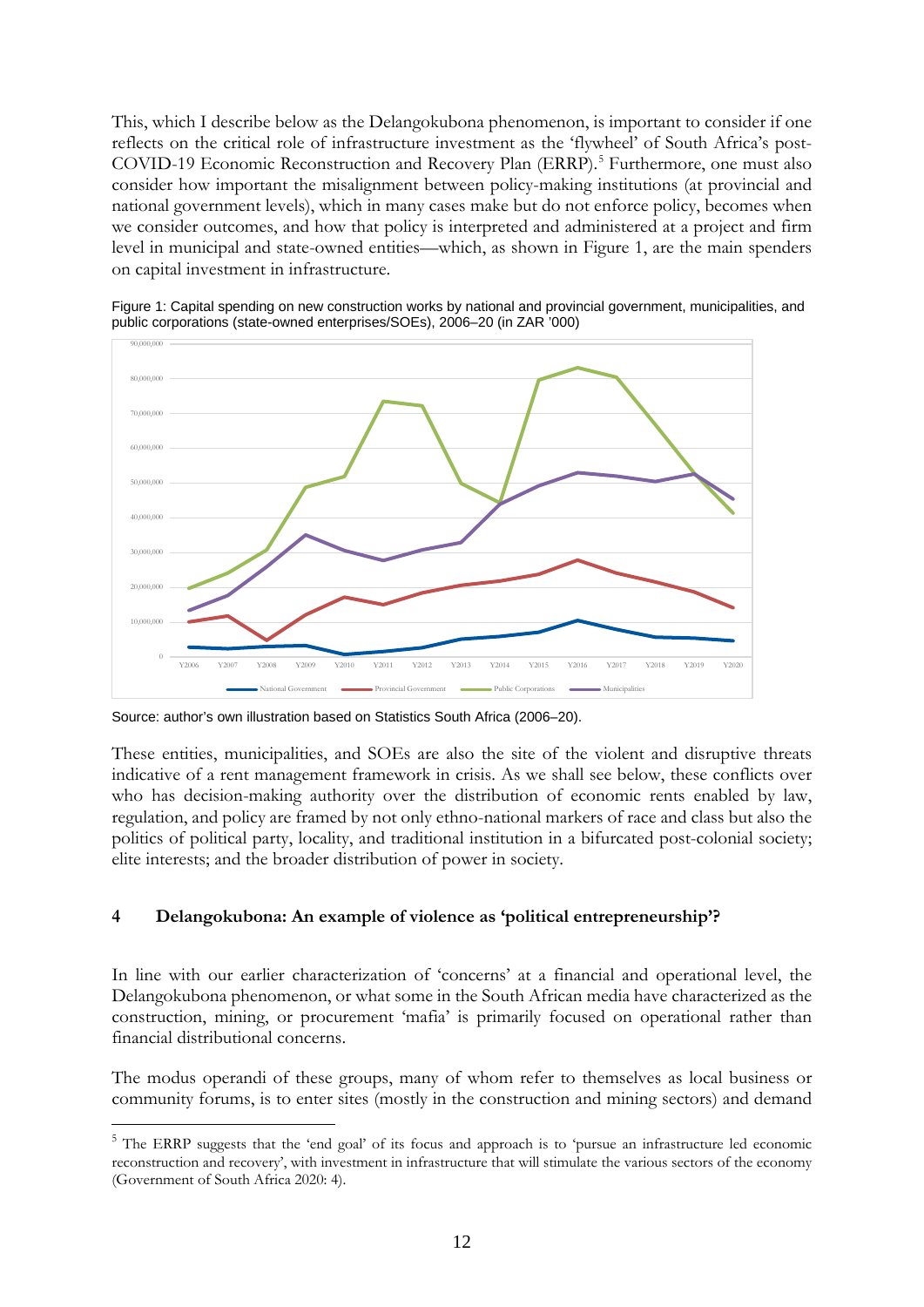This, which I describe below as the Delangokubona phenomenon, is important to consider if one reflects on the critical role of infrastructure investment as the 'flywheel' of South Africa's post-COVID-19 Economic Reconstruction and Recovery Plan (ERRP).[5] Furthermore, one must also consider how important the misalignment between policy-making institutions (at provincial and national government levels), which in many cases make but do not enforce policy, becomes when we consider outcomes, and how that policy is interpreted and administered at a project and firm level in municipal and state-owned entities—which, as shown in Figure 1, are the main spenders on capital investment in infrastructure.

Figure 1: Capital spending on new construction works by national and provincial government, municipalities, and public corporations (state-owned enterprises/SOEs), 2006–20 (in ZAR '000)

Source: author's own illustration based on Statistics South Africa (2006–20).

These entities, municipalities, and SOEs are also the site of the violent and disruptive threats indicative of a rent management framework in crisis. As we shall see below, these conflicts over who has decision-making authority over the distribution of economic rents enabled by law, regulation, and policy are framed by not only ethno-national markers of race and class but also the politics of political party, locality, and traditional institution in a bifurcated post-colonial society; elite interests; and the broader distribution of power in society.

## 4 Delangokubona: An example of violence as 'political entrepreneurship'?

In line with our earlier characterization of 'concerns' at a financial and operational level, the Delangokubona phenomenon, or what some in the South African media have characterized as the construction, mining, or procurement 'mafia' is primarily focused on operational rather than financial distributional concerns.

The modus operandi of these groups, many of whom refer to themselves as local business or community forums, is to enter sites (mostly in the construction and mining sectors) and demand

[5] The ERRP suggests that the 'end goal' of its focus and approach is to 'pursue an infrastructure led economic reconstruction and recovery', with investment in infrastructure that will stimulate the various sectors of the economy (Government of South Africa 2020: 4).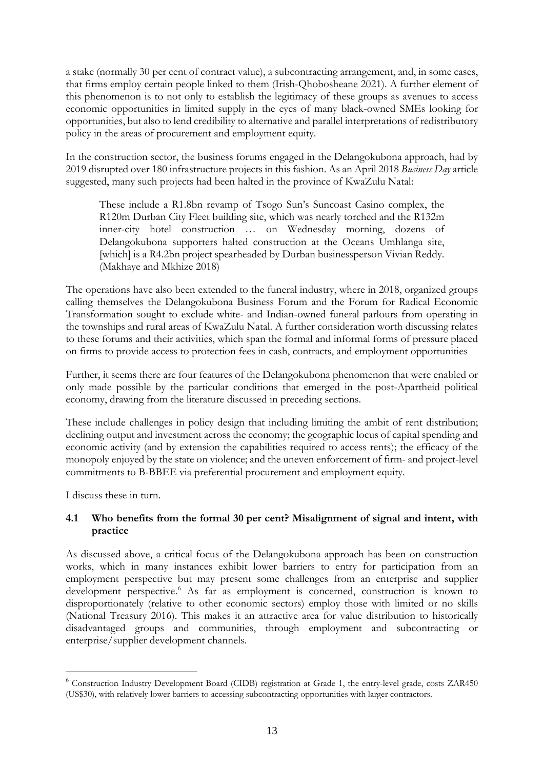a stake (normally 30 per cent of contract value), a subcontracting arrangement, and, in some cases, that firms employ certain people linked to them (Irish-Qhobosheane 2021). A further element of this phenomenon is to not only to establish the legitimacy of these groups as avenues to access economic opportunities in limited supply in the eyes of many black-owned SMEs looking for opportunities, but also to lend credibility to alternative and parallel interpretations of redistributory policy in the areas of procurement and employment equity.

In the construction sector, the business forums engaged in the Delangokubona approach, had by 2019 disrupted over 180 infrastructure projects in this fashion. As an April 2018 *Business Day* article suggested, many such projects had been halted in the province of KwaZulu Natal:

> These include a R1.8bn revamp of Tsogo Sun's Suncoast Casino complex, the R120m Durban City Fleet building site, which was nearly torched and the R132m inner-city hotel construction … on Wednesday morning, dozens of Delangokubona supporters halted construction at the Oceans Umhlanga site, [which] is a R4.2bn project spearheaded by Durban businessperson Vivian Reddy. (Makhaye and Mkhize 2018)

The operations have also been extended to the funeral industry, where in 2018, organized groups calling themselves the Delangokubona Business Forum and the Forum for Radical Economic Transformation sought to exclude white- and Indian-owned funeral parlours from operating in the townships and rural areas of KwaZulu Natal. A further consideration worth discussing relates to these forums and their activities, which span the formal and informal forms of pressure placed on firms to provide access to protection fees in cash, contracts, and employment opportunities

Further, it seems there are four features of the Delangokubona phenomenon that were enabled or only made possible by the particular conditions that emerged in the post-Apartheid political economy, drawing from the literature discussed in preceding sections.

These include challenges in policy design that including limiting the ambit of rent distribution; declining output and investment across the economy; the geographic locus of capital spending and economic activity (and by extension the capabilities required to access rents); the efficacy of the monopoly enjoyed by the state on violence; and the uneven enforcement of firm- and project-level commitments to B-BBEE via preferential procurement and employment equity.

I discuss these in turn.

### 4.1 Who benefits from the formal 30 per cent? Misalignment of signal and intent, with practice

As discussed above, a critical focus of the Delangokubona approach has been on construction works, which in many instances exhibit lower barriers to entry for participation from an employment perspective but may present some challenges from an enterprise and supplier development perspective.[6] As far as employment is concerned, construction is known to disproportionately (relative to other economic sectors) employ those with limited or no skills (National Treasury 2016). This makes it an attractive area for value distribution to historically disadvantaged groups and communities, through employment and subcontracting or enterprise/supplier development channels.

[6] Construction Industry Development Board (CIDB) registration at Grade 1, the entry-level grade, costs ZAR450 (US$30), with relatively lower barriers to accessing subcontracting opportunities with larger contractors.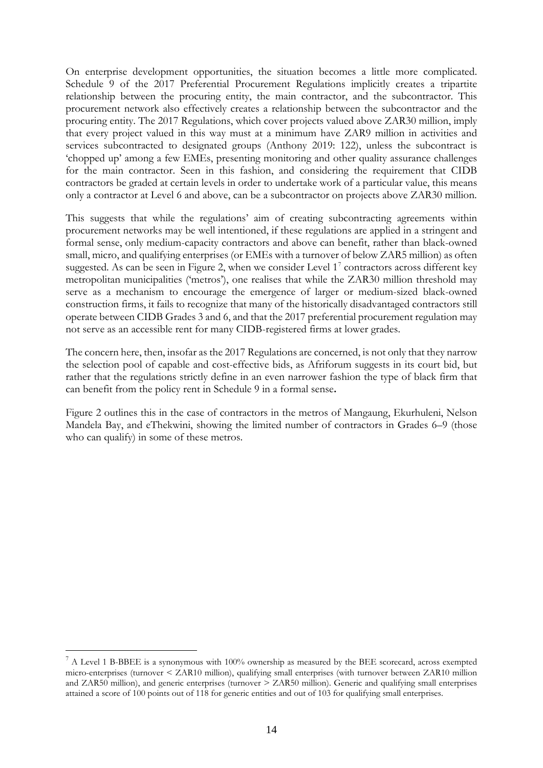On enterprise development opportunities, the situation becomes a little more complicated. Schedule 9 of the 2017 Preferential Procurement Regulations implicitly creates a tripartite relationship between the procuring entity, the main contractor, and the subcontractor. This procurement network also effectively creates a relationship between the subcontractor and the procuring entity. The 2017 Regulations, which cover projects valued above ZAR30 million, imply that every project valued in this way must at a minimum have ZAR9 million in activities and services subcontracted to designated groups (Anthony 2019: 122), unless the subcontract is 'chopped up' among a few EMEs, presenting monitoring and other quality assurance challenges for the main contractor. Seen in this fashion, and considering the requirement that CIDB contractors be graded at certain levels in order to undertake work of a particular value, this means only a contractor at Level 6 and above, can be a subcontractor on projects above ZAR30 million.

This suggests that while the regulations' aim of creating subcontracting agreements within procurement networks may be well intentioned, if these regulations are applied in a stringent and formal sense, only medium-capacity contractors and above can benefit, rather than black-owned small, micro, and qualifying enterprises (or EMEs with a turnover of below ZAR5 million) as often suggested. As can be seen in Figure 2, when we consider Level 1[7] contractors across different key metropolitan municipalities ('metros'), one realises that while the ZAR30 million threshold may serve as a mechanism to encourage the emergence of larger or medium-sized black-owned construction firms, it fails to recognize that many of the historically disadvantaged contractors still operate between CIDB Grades 3 and 6, and that the 2017 preferential procurement regulation may not serve as an accessible rent for many CIDB-registered firms at lower grades.

The concern here, then, insofar as the 2017 Regulations are concerned, is not only that they narrow the selection pool of capable and cost-effective bids, as Afriforum suggests in its court bid, but rather that the regulations strictly define in an even narrower fashion the type of black firm that can benefit from the policy rent in Schedule 9 in a formal sense**.**

Figure 2 outlines this in the case of contractors in the metros of Mangaung, Ekurhuleni, Nelson Mandela Bay, and eThekwini, showing the limited number of contractors in Grades 6–9 (those who can qualify) in some of these metros.

---

[7] A Level 1 B-BBEE is a synonymous with 100% ownership as measured by the BEE scorecard, across exempted micro-enterprises (turnover < ZAR10 million), qualifying small enterprises (with turnover between ZAR10 million and ZAR50 million), and generic enterprises (turnover > ZAR50 million). Generic and qualifying small enterprises attained a score of 100 points out of 118 for generic entities and out of 103 for qualifying small enterprises.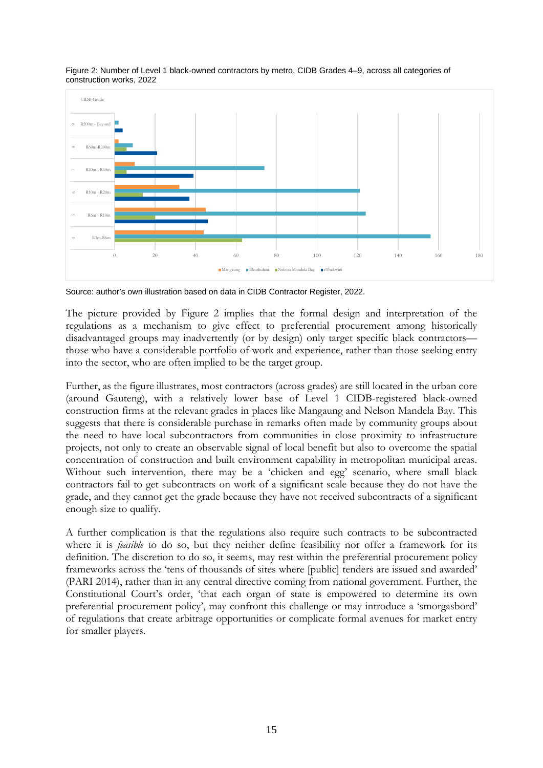Figure 2: Number of Level 1 black-owned contractors by metro, CIDB Grades 4–9, across all categories of construction works, 2022

Source: author's own illustration based on data in CIDB Contractor Register, 2022.

The picture provided by Figure 2 implies that the formal design and interpretation of the regulations as a mechanism to give effect to preferential procurement among historically disadvantaged groups may inadvertently (or by design) only target specific black contractors—those who have a considerable portfolio of work and experience, rather than those seeking entry into the sector, who are often implied to be the target group.

Further, as the figure illustrates, most contractors (across grades) are still located in the urban core (around Gauteng), with a relatively lower base of Level 1 CIDB-registered black-owned construction firms at the relevant grades in places like Mangaung and Nelson Mandela Bay. This suggests that there is considerable purchase in remarks often made by community groups about the need to have local subcontractors from communities in close proximity to infrastructure projects, not only to create an observable signal of local benefit but also to overcome the spatial concentration of construction and built environment capability in metropolitan municipal areas. Without such intervention, there may be a 'chicken and egg' scenario, where small black contractors fail to get subcontracts on work of a significant scale because they do not have the grade, and they cannot get the grade because they have not received subcontracts of a significant enough size to qualify.

A further complication is that the regulations also require such contracts to be subcontracted where it is *feasible* to do so, but they neither define feasibility nor offer a framework for its definition. The discretion to do so, it seems, may rest within the preferential procurement policy frameworks across the 'tens of thousands of sites where [public] tenders are issued and awarded' (PARI 2014), rather than in any central directive coming from national government. Further, the Constitutional Court's order, 'that each organ of state is empowered to determine its own preferential procurement policy', may confront this challenge or may introduce a 'smorgasbord' of regulations that create arbitrage opportunities or complicate formal avenues for market entry for smaller players.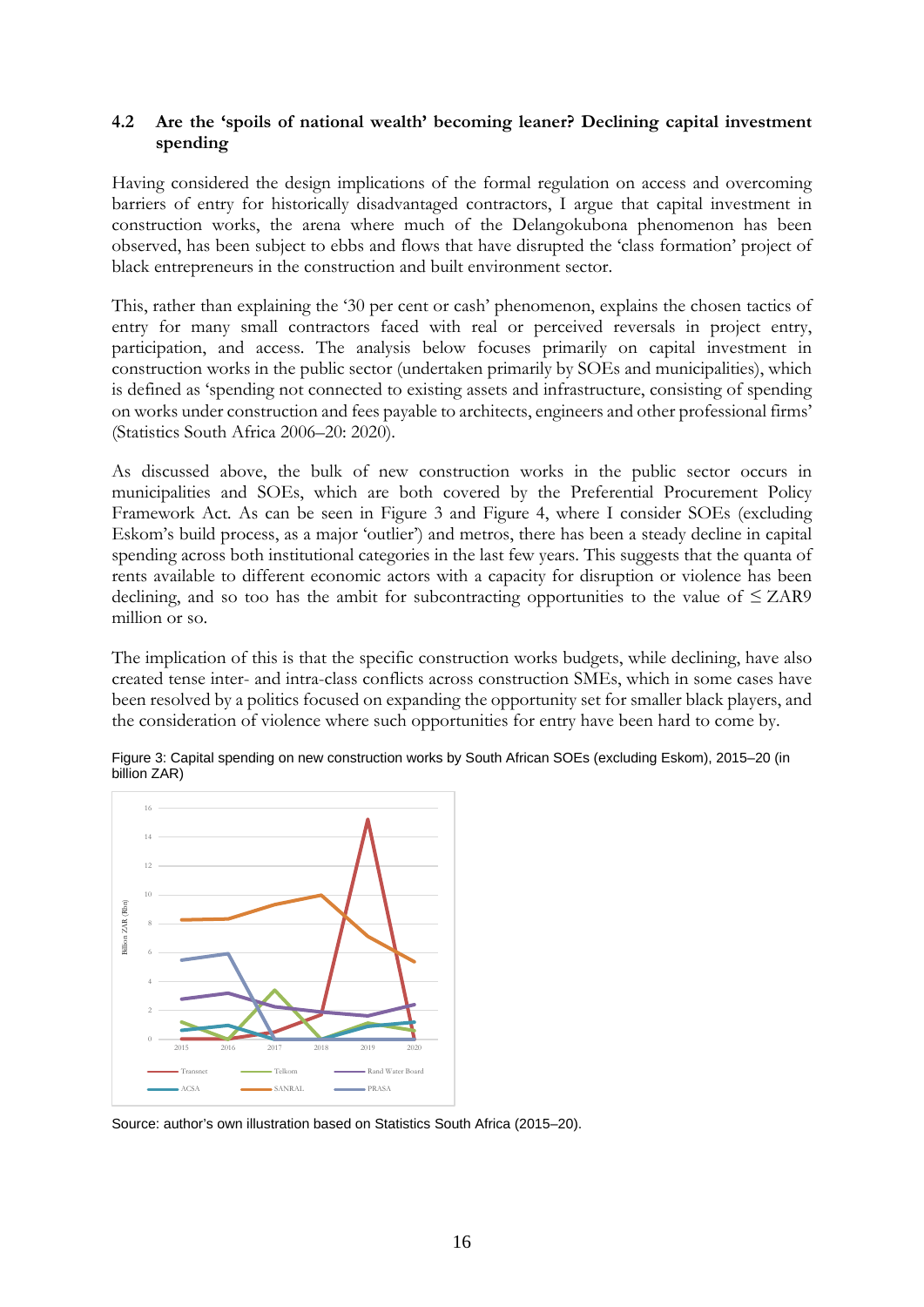### 4.2 Are the 'spoils of national wealth' becoming leaner? Declining capital investment spending

Having considered the design implications of the formal regulation on access and overcoming barriers of entry for historically disadvantaged contractors, I argue that capital investment in construction works, the arena where much of the Delangokubona phenomenon has been observed, has been subject to ebbs and flows that have disrupted the 'class formation' project of black entrepreneurs in the construction and built environment sector.

This, rather than explaining the '30 per cent or cash' phenomenon, explains the chosen tactics of entry for many small contractors faced with real or perceived reversals in project entry, participation, and access. The analysis below focuses primarily on capital investment in construction works in the public sector (undertaken primarily by SOEs and municipalities), which is defined as 'spending not connected to existing assets and infrastructure, consisting of spending on works under construction and fees payable to architects, engineers and other professional firms' (Statistics South Africa 2006–20: 2020).

As discussed above, the bulk of new construction works in the public sector occurs in municipalities and SOEs, which are both covered by the Preferential Procurement Policy Framework Act. As can be seen in Figure 3 and Figure 4, where I consider SOEs (excluding Eskom's build process, as a major 'outlier') and metros, there has been a steady decline in capital spending across both institutional categories in the last few years. This suggests that the quanta of rents available to different economic actors with a capacity for disruption or violence has been declining, and so too has the ambit for subcontracting opportunities to the value of ≤ ZAR9 million or so.

The implication of this is that the specific construction works budgets, while declining, have also created tense inter- and intra-class conflicts across construction SMEs, which in some cases have been resolved by a politics focused on expanding the opportunity set for smaller black players, and the consideration of violence where such opportunities for entry have been hard to come by.

Figure 3: Capital spending on new construction works by South African SOEs (excluding Eskom), 2015–20 (in billion ZAR)

Source: author's own illustration based on Statistics South Africa (2015–20).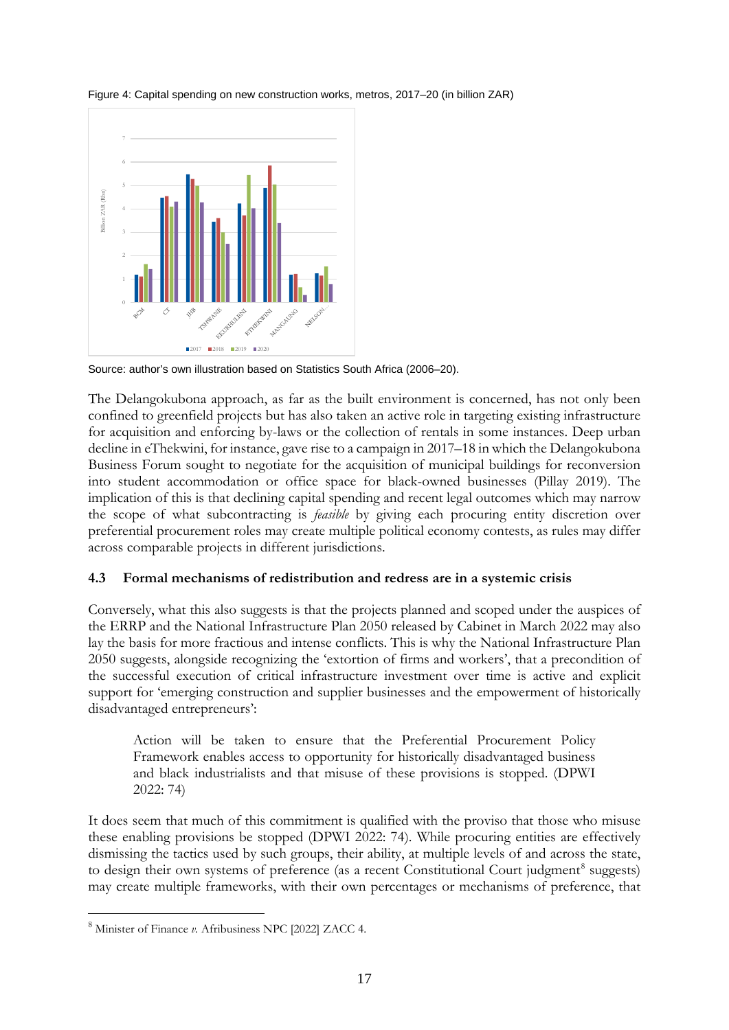Figure 4: Capital spending on new construction works, metros, 2017–20 (in billion ZAR)

Source: author's own illustration based on Statistics South Africa (2006–20).

The Delangokubona approach, as far as the built environment is concerned, has not only been confined to greenfield projects but has also taken an active role in targeting existing infrastructure for acquisition and enforcing by-laws or the collection of rentals in some instances. Deep urban decline in eThekwini, for instance, gave rise to a campaign in 2017–18 in which the Delangokubona Business Forum sought to negotiate for the acquisition of municipal buildings for reconversion into student accommodation or office space for black-owned businesses (Pillay 2019). The implication of this is that declining capital spending and recent legal outcomes which may narrow the scope of what subcontracting is *feasible* by giving each procuring entity discretion over preferential procurement roles may create multiple political economy contests, as rules may differ across comparable projects in different jurisdictions.

### 4.3 Formal mechanisms of redistribution and redress are in a systemic crisis

Conversely, what this also suggests is that the projects planned and scoped under the auspices of the ERRP and the National Infrastructure Plan 2050 released by Cabinet in March 2022 may also lay the basis for more fractious and intense conflicts. This is why the National Infrastructure Plan 2050 suggests, alongside recognizing the 'extortion of firms and workers', that a precondition of the successful execution of critical infrastructure investment over time is active and explicit support for 'emerging construction and supplier businesses and the empowerment of historically disadvantaged entrepreneurs':

> Action will be taken to ensure that the Preferential Procurement Policy Framework enables access to opportunity for historically disadvantaged business and black industrialists and that misuse of these provisions is stopped. (DPWI 2022: 74)

It does seem that much of this commitment is qualified with the proviso that those who misuse these enabling provisions be stopped (DPWI 2022: 74). While procuring entities are effectively dismissing the tactics used by such groups, their ability, at multiple levels of and across the state, to design their own systems of preference (as a recent Constitutional Court judgment[8] suggests) may create multiple frameworks, with their own percentages or mechanisms of preference, that

[8] Minister of Finance *v.* Afribusiness NPC [2022] ZACC 4.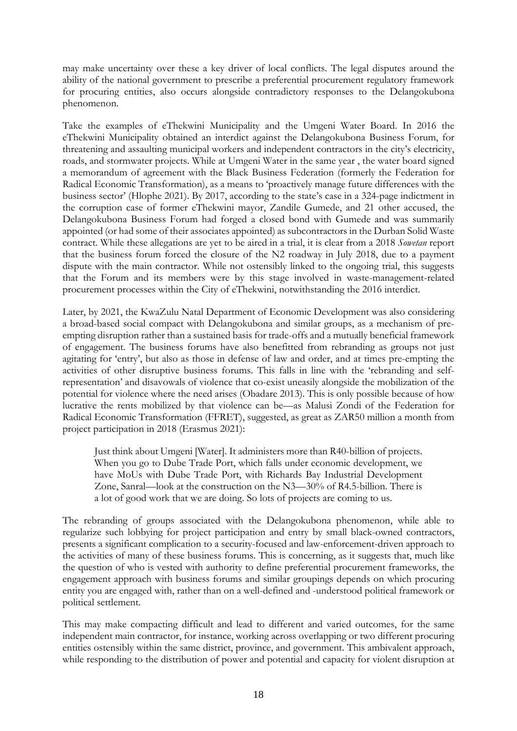may make uncertainty over these a key driver of local conflicts. The legal disputes around the ability of the national government to prescribe a preferential procurement regulatory framework for procuring entities, also occurs alongside contradictory responses to the Delangokubona phenomenon.

Take the examples of eThekwini Municipality and the Umgeni Water Board. In 2016 the eThekwini Municipality obtained an interdict against the Delangokubona Business Forum, for threatening and assaulting municipal workers and independent contractors in the city's electricity, roads, and stormwater projects. While at Umgeni Water in the same year , the water board signed a memorandum of agreement with the Black Business Federation (formerly the Federation for Radical Economic Transformation), as a means to 'proactively manage future differences with the business sector' (Hlophe 2021). By 2017, according to the state's case in a 324-page indictment in the corruption case of former eThekwini mayor, Zandile Gumede, and 21 other accused, the Delangokubona Business Forum had forged a closed bond with Gumede and was summarily appointed (or had some of their associates appointed) as subcontractors in the Durban Solid Waste contract. While these allegations are yet to be aired in a trial, it is clear from a 2018 *Sowetan* report that the business forum forced the closure of the N2 roadway in July 2018, due to a payment dispute with the main contractor. While not ostensibly linked to the ongoing trial, this suggests that the Forum and its members were by this stage involved in waste-management-related procurement processes within the City of eThekwini, notwithstanding the 2016 interdict.

Later, by 2021, the KwaZulu Natal Department of Economic Development was also considering a broad-based social compact with Delangokubona and similar groups, as a mechanism of pre-empting disruption rather than a sustained basis for trade-offs and a mutually beneficial framework of engagement. The business forums have also benefitted from rebranding as groups not just agitating for 'entry', but also as those in defense of law and order, and at times pre-empting the activities of other disruptive business forums. This falls in line with the 'rebranding and self-representation' and disavowals of violence that co-exist uneasily alongside the mobilization of the potential for violence where the need arises (Obadare 2013). This is only possible because of how lucrative the rents mobilized by that violence can be—as Malusi Zondi of the Federation for Radical Economic Transformation (FFRET), suggested, as great as ZAR50 million a month from project participation in 2018 (Erasmus 2021):

> Just think about Umgeni [Water]. It administers more than R40-billion of projects. When you go to Dube Trade Port, which falls under economic development, we have MoUs with Dube Trade Port, with Richards Bay Industrial Development Zone, Sanral—look at the construction on the N3—30% of R4.5-billion. There is a lot of good work that we are doing. So lots of projects are coming to us.

The rebranding of groups associated with the Delangokubona phenomenon, while able to regularize such lobbying for project participation and entry by small black-owned contractors, presents a significant complication to a security-focused and law-enforcement-driven approach to the activities of many of these business forums. This is concerning, as it suggests that, much like the question of who is vested with authority to define preferential procurement frameworks, the engagement approach with business forums and similar groupings depends on which procuring entity you are engaged with, rather than on a well-defined and -understood political framework or political settlement.

This may make compacting difficult and lead to different and varied outcomes, for the same independent main contractor, for instance, working across overlapping or two different procuring entities ostensibly within the same district, province, and government. This ambivalent approach, while responding to the distribution of power and potential and capacity for violent disruption at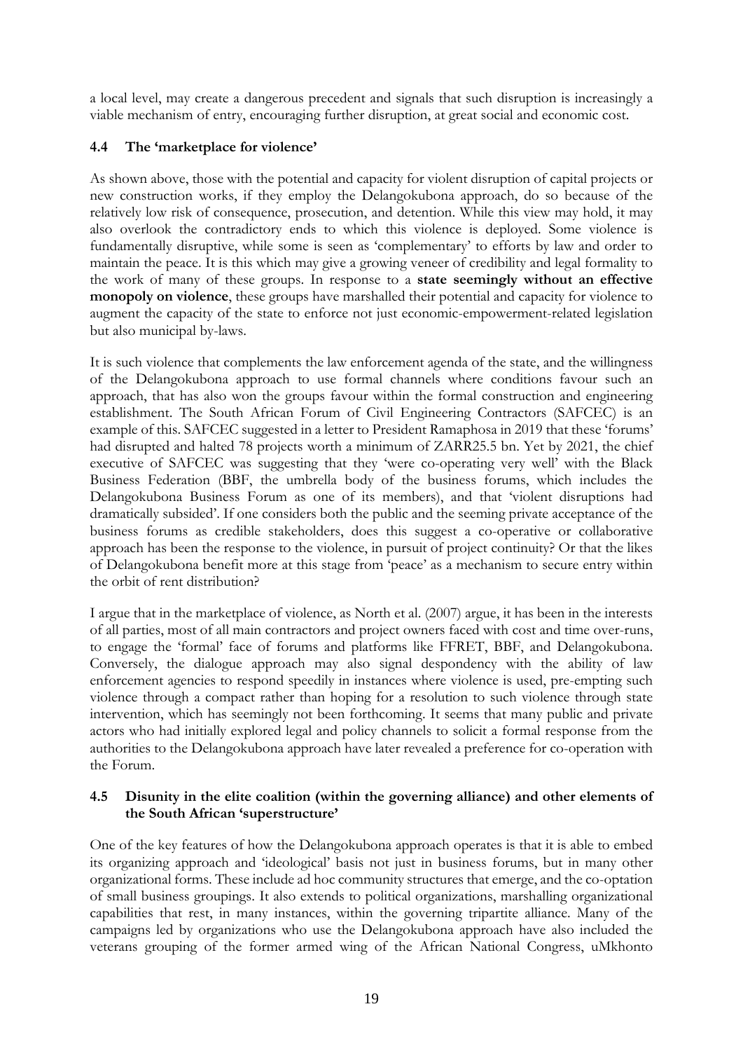a local level, may create a dangerous precedent and signals that such disruption is increasingly a viable mechanism of entry, encouraging further disruption, at great social and economic cost.

### 4.4 The 'marketplace for violence'

As shown above, those with the potential and capacity for violent disruption of capital projects or new construction works, if they employ the Delangokubona approach, do so because of the relatively low risk of consequence, prosecution, and detention. While this view may hold, it may also overlook the contradictory ends to which this violence is deployed. Some violence is fundamentally disruptive, while some is seen as 'complementary' to efforts by law and order to maintain the peace. It is this which may give a growing veneer of credibility and legal formality to the work of many of these groups. In response to a **state seemingly without an effective monopoly on violence**, these groups have marshalled their potential and capacity for violence to augment the capacity of the state to enforce not just economic-empowerment-related legislation but also municipal by-laws.

It is such violence that complements the law enforcement agenda of the state, and the willingness of the Delangokubona approach to use formal channels where conditions favour such an approach, that has also won the groups favour within the formal construction and engineering establishment. The South African Forum of Civil Engineering Contractors (SAFCEC) is an example of this. SAFCEC suggested in a letter to President Ramaphosa in 2019 that these 'forums' had disrupted and halted 78 projects worth a minimum of ZARR25.5 bn. Yet by 2021, the chief executive of SAFCEC was suggesting that they 'were co-operating very well' with the Black Business Federation (BBF, the umbrella body of the business forums, which includes the Delangokubona Business Forum as one of its members), and that 'violent disruptions had dramatically subsided'. If one considers both the public and the seeming private acceptance of the business forums as credible stakeholders, does this suggest a co-operative or collaborative approach has been the response to the violence, in pursuit of project continuity? Or that the likes of Delangokubona benefit more at this stage from 'peace' as a mechanism to secure entry within the orbit of rent distribution?

I argue that in the marketplace of violence, as North et al. (2007) argue, it has been in the interests of all parties, most of all main contractors and project owners faced with cost and time over-runs, to engage the 'formal' face of forums and platforms like FFRET, BBF, and Delangokubona. Conversely, the dialogue approach may also signal despondency with the ability of law enforcement agencies to respond speedily in instances where violence is used, pre-empting such violence through a compact rather than hoping for a resolution to such violence through state intervention, which has seemingly not been forthcoming. It seems that many public and private actors who had initially explored legal and policy channels to solicit a formal response from the authorities to the Delangokubona approach have later revealed a preference for co-operation with the Forum.

### 4.5 Disunity in the elite coalition (within the governing alliance) and other elements of the South African 'superstructure'

One of the key features of how the Delangokubona approach operates is that it is able to embed its organizing approach and 'ideological' basis not just in business forums, but in many other organizational forms. These include ad hoc community structures that emerge, and the co-optation of small business groupings. It also extends to political organizations, marshalling organizational capabilities that rest, in many instances, within the governing tripartite alliance. Many of the campaigns led by organizations who use the Delangokubona approach have also included the veterans grouping of the former armed wing of the African National Congress, uMkhonto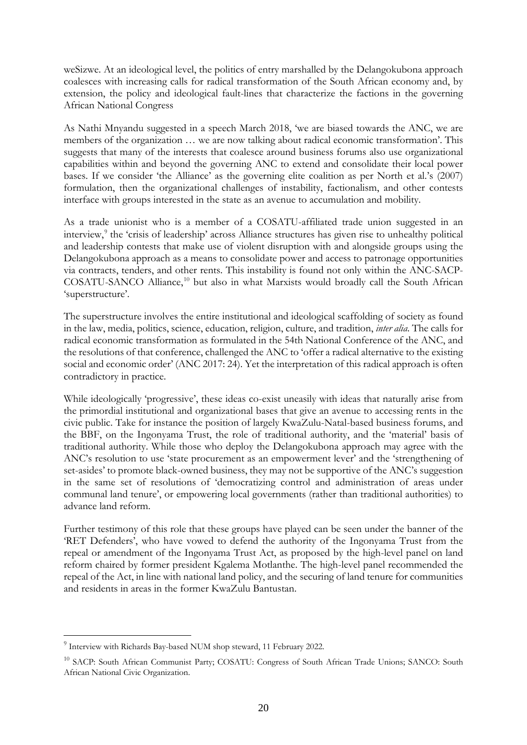weSizwe. At an ideological level, the politics of entry marshalled by the Delangokubona approach coalesces with increasing calls for radical transformation of the South African economy and, by extension, the policy and ideological fault-lines that characterize the factions in the governing African National Congress

As Nathi Mnyandu suggested in a speech March 2018, 'we are biased towards the ANC, we are members of the organization … we are now talking about radical economic transformation'. This suggests that many of the interests that coalesce around business forums also use organizational capabilities within and beyond the governing ANC to extend and consolidate their local power bases. If we consider 'the Alliance' as the governing elite coalition as per North et al.'s (2007) formulation, then the organizational challenges of instability, factionalism, and other contests interface with groups interested in the state as an avenue to accumulation and mobility.

As a trade unionist who is a member of a COSATU-affiliated trade union suggested in an interview,[9] the 'crisis of leadership' across Alliance structures has given rise to unhealthy political and leadership contests that make use of violent disruption with and alongside groups using the Delangokubona approach as a means to consolidate power and access to patronage opportunities via contracts, tenders, and other rents. This instability is found not only within the ANC-SACP-COSATU-SANCO Alliance,[10] but also in what Marxists would broadly call the South African 'superstructure'.

The superstructure involves the entire institutional and ideological scaffolding of society as found in the law, media, politics, science, education, religion, culture, and tradition, *inter alia*. The calls for radical economic transformation as formulated in the 54th National Conference of the ANC, and the resolutions of that conference, challenged the ANC to 'offer a radical alternative to the existing social and economic order' (ANC 2017: 24). Yet the interpretation of this radical approach is often contradictory in practice.

While ideologically 'progressive', these ideas co-exist uneasily with ideas that naturally arise from the primordial institutional and organizational bases that give an avenue to accessing rents in the civic public. Take for instance the position of largely KwaZulu-Natal-based business forums, and the BBF, on the Ingonyama Trust, the role of traditional authority, and the 'material' basis of traditional authority. While those who deploy the Delangokubona approach may agree with the ANC's resolution to use 'state procurement as an empowerment lever' and the 'strengthening of set-asides' to promote black-owned business, they may not be supportive of the ANC's suggestion in the same set of resolutions of 'democratizing control and administration of areas under communal land tenure', or empowering local governments (rather than traditional authorities) to advance land reform.

Further testimony of this role that these groups have played can be seen under the banner of the 'RET Defenders', who have vowed to defend the authority of the Ingonyama Trust from the repeal or amendment of the Ingonyama Trust Act, as proposed by the high-level panel on land reform chaired by former president Kgalema Motlanthe. The high-level panel recommended the repeal of the Act, in line with national land policy, and the securing of land tenure for communities and residents in areas in the former KwaZulu Bantustan.

---

[9] Interview with Richards Bay-based NUM shop steward, 11 February 2022.

[10] SACP: South African Communist Party; COSATU: Congress of South African Trade Unions; SANCO: South African National Civic Organization.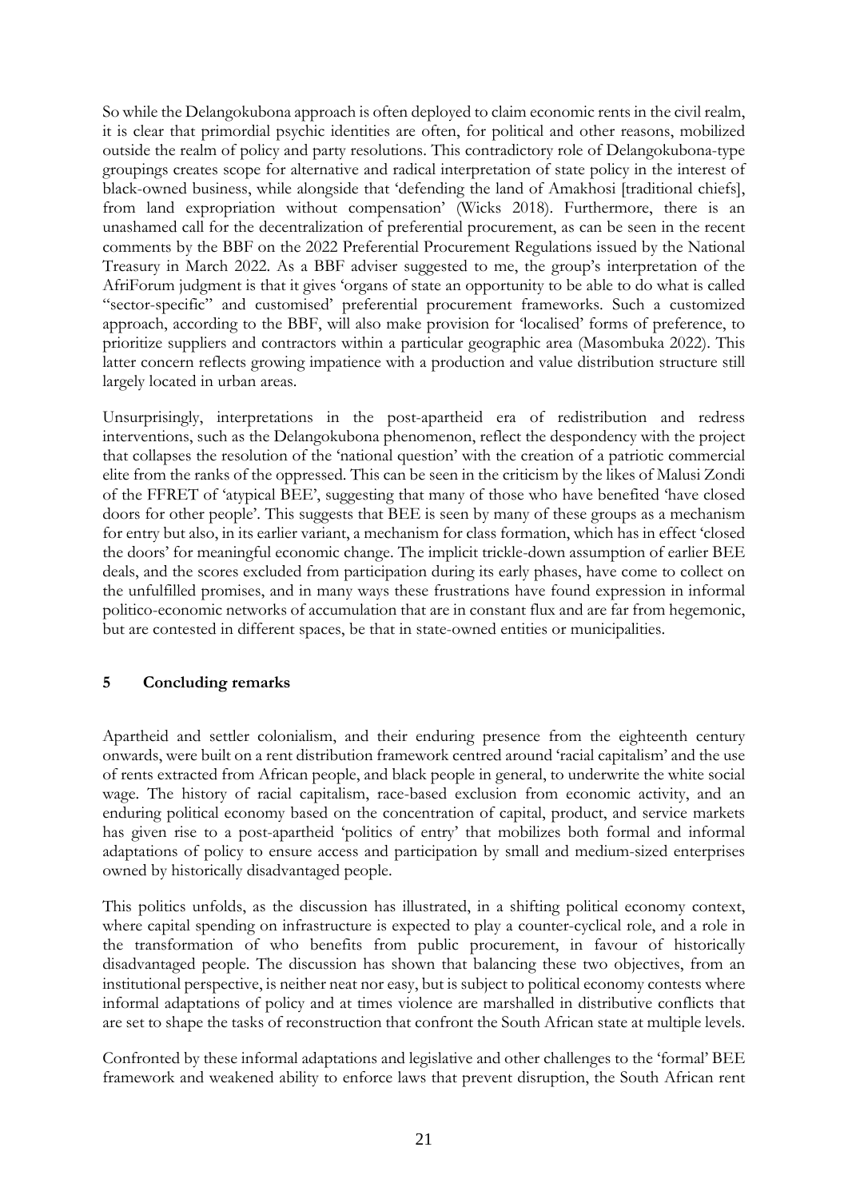So while the Delangokubona approach is often deployed to claim economic rents in the civil realm, it is clear that primordial psychic identities are often, for political and other reasons, mobilized outside the realm of policy and party resolutions. This contradictory role of Delangokubona-type groupings creates scope for alternative and radical interpretation of state policy in the interest of black-owned business, while alongside that 'defending the land of Amakhosi [traditional chiefs], from land expropriation without compensation' (Wicks 2018). Furthermore, there is an unashamed call for the decentralization of preferential procurement, as can be seen in the recent comments by the BBF on the 2022 Preferential Procurement Regulations issued by the National Treasury in March 2022. As a BBF adviser suggested to me, the group's interpretation of the AfriForum judgment is that it gives 'organs of state an opportunity to be able to do what is called "sector-specific" and customised' preferential procurement frameworks. Such a customized approach, according to the BBF, will also make provision for 'localised' forms of preference, to prioritize suppliers and contractors within a particular geographic area (Masombuka 2022). This latter concern reflects growing impatience with a production and value distribution structure still largely located in urban areas.

Unsurprisingly, interpretations in the post-apartheid era of redistribution and redress interventions, such as the Delangokubona phenomenon, reflect the despondency with the project that collapses the resolution of the 'national question' with the creation of a patriotic commercial elite from the ranks of the oppressed. This can be seen in the criticism by the likes of Malusi Zondi of the FFRET of 'atypical BEE', suggesting that many of those who have benefited 'have closed doors for other people'. This suggests that BEE is seen by many of these groups as a mechanism for entry but also, in its earlier variant, a mechanism for class formation, which has in effect 'closed the doors' for meaningful economic change. The implicit trickle-down assumption of earlier BEE deals, and the scores excluded from participation during its early phases, have come to collect on the unfulfilled promises, and in many ways these frustrations have found expression in informal politico-economic networks of accumulation that are in constant flux and are far from hegemonic, but are contested in different spaces, be that in state-owned entities or municipalities.

## 5 Concluding remarks

Apartheid and settler colonialism, and their enduring presence from the eighteenth century onwards, were built on a rent distribution framework centred around 'racial capitalism' and the use of rents extracted from African people, and black people in general, to underwrite the white social wage. The history of racial capitalism, race-based exclusion from economic activity, and an enduring political economy based on the concentration of capital, product, and service markets has given rise to a post-apartheid 'politics of entry' that mobilizes both formal and informal adaptations of policy to ensure access and participation by small and medium-sized enterprises owned by historically disadvantaged people.

This politics unfolds, as the discussion has illustrated, in a shifting political economy context, where capital spending on infrastructure is expected to play a counter-cyclical role, and a role in the transformation of who benefits from public procurement, in favour of historically disadvantaged people. The discussion has shown that balancing these two objectives, from an institutional perspective, is neither neat nor easy, but is subject to political economy contests where informal adaptations of policy and at times violence are marshalled in distributive conflicts that are set to shape the tasks of reconstruction that confront the South African state at multiple levels.

Confronted by these informal adaptations and legislative and other challenges to the 'formal' BEE framework and weakened ability to enforce laws that prevent disruption, the South African rent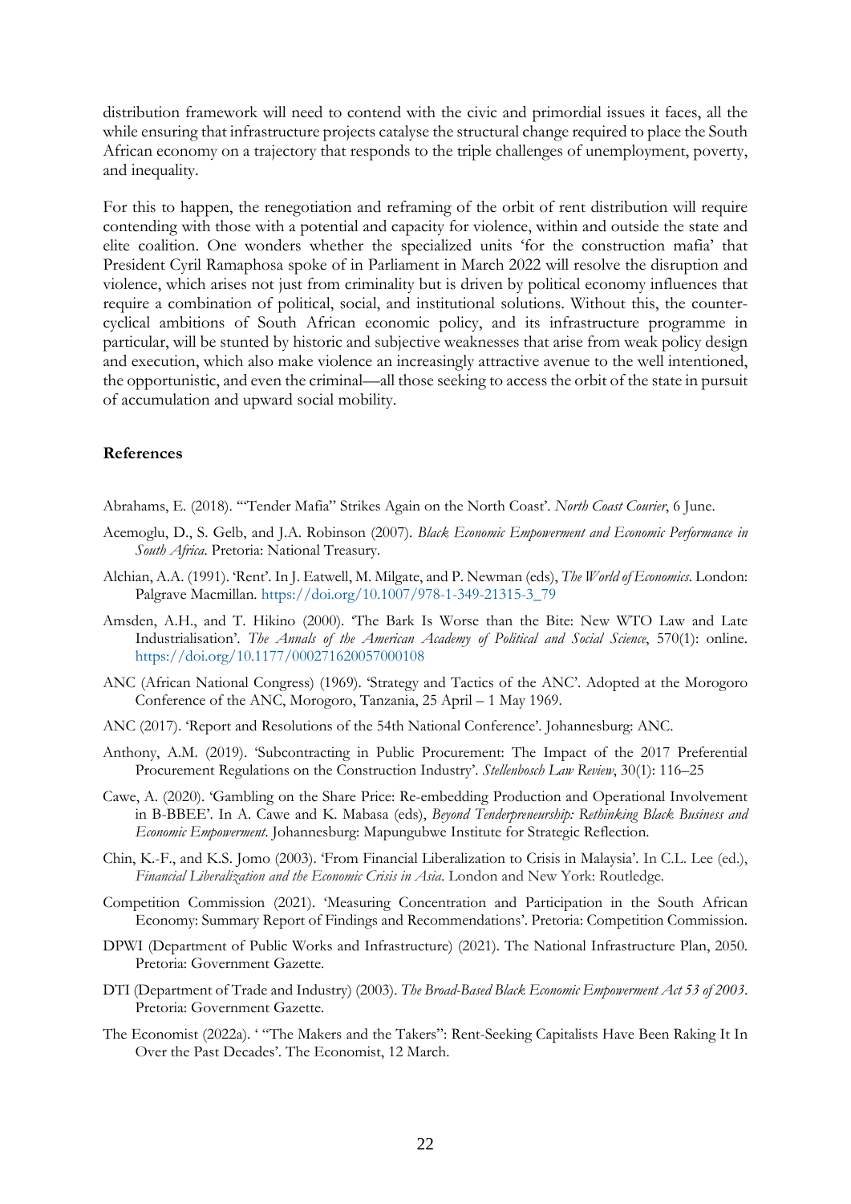distribution framework will need to contend with the civic and primordial issues it faces, all the while ensuring that infrastructure projects catalyse the structural change required to place the South African economy on a trajectory that responds to the triple challenges of unemployment, poverty, and inequality.

For this to happen, the renegotiation and reframing of the orbit of rent distribution will require contending with those with a potential and capacity for violence, within and outside the state and elite coalition. One wonders whether the specialized units 'for the construction mafia' that President Cyril Ramaphosa spoke of in Parliament in March 2022 will resolve the disruption and violence, which arises not just from criminality but is driven by political economy influences that require a combination of political, social, and institutional solutions. Without this, the counter-cyclical ambitions of South African economic policy, and its infrastructure programme in particular, will be stunted by historic and subjective weaknesses that arise from weak policy design and execution, which also make violence an increasingly attractive avenue to the well intentioned, the opportunistic, and even the criminal—all those seeking to access the orbit of the state in pursuit of accumulation and upward social mobility.

**References**

Abrahams, E. (2018). '"Tender Mafia" Strikes Again on the North Coast'. *North Coast Courier*, 6 June.

Acemoglu, D., S. Gelb, and J.A. Robinson (2007). *Black Economic Empowerment and Economic Performance in South Africa*. Pretoria: National Treasury.

Alchian, A.A. (1991). 'Rent'. In J. Eatwell, M. Milgate, and P. Newman (eds), *The World of Economics*. London: Palgrave Macmillan. https://doi.org/10.1007/978-1-349-21315-3_79

Amsden, A.H., and T. Hikino (2000). 'The Bark Is Worse than the Bite: New WTO Law and Late Industrialisation'. *The Annals of the American Academy of Political and Social Science*, 570(1): online. https://doi.org/10.1177/000271620057000108

ANC (African National Congress) (1969). 'Strategy and Tactics of the ANC'. Adopted at the Morogoro Conference of the ANC, Morogoro, Tanzania, 25 April – 1 May 1969.

ANC (2017). 'Report and Resolutions of the 54th National Conference'. Johannesburg: ANC.

Anthony, A.M. (2019). 'Subcontracting in Public Procurement: The Impact of the 2017 Preferential Procurement Regulations on the Construction Industry'. *Stellenbosch Law Review*, 30(1): 116–25

Cawe, A. (2020). 'Gambling on the Share Price: Re-embedding Production and Operational Involvement in B-BBEE'. In A. Cawe and K. Mabasa (eds), *Beyond Tenderpreneurship: Rethinking Black Business and Economic Empowerment*. Johannesburg: Mapungubwe Institute for Strategic Reflection.

Chin, K.-F., and K.S. Jomo (2003). 'From Financial Liberalization to Crisis in Malaysia'. In C.L. Lee (ed.), *Financial Liberalization and the Economic Crisis in Asia*. London and New York: Routledge.

Competition Commission (2021). 'Measuring Concentration and Participation in the South African Economy: Summary Report of Findings and Recommendations'. Pretoria: Competition Commission.

DPWI (Department of Public Works and Infrastructure) (2021). The National Infrastructure Plan, 2050. Pretoria: Government Gazette.

DTI (Department of Trade and Industry) (2003). *The Broad-Based Black Economic Empowerment Act 53 of 2003*. Pretoria: Government Gazette.

The Economist (2022a). ' "The Makers and the Takers": Rent-Seeking Capitalists Have Been Raking It In Over the Past Decades'. The Economist, 12 March.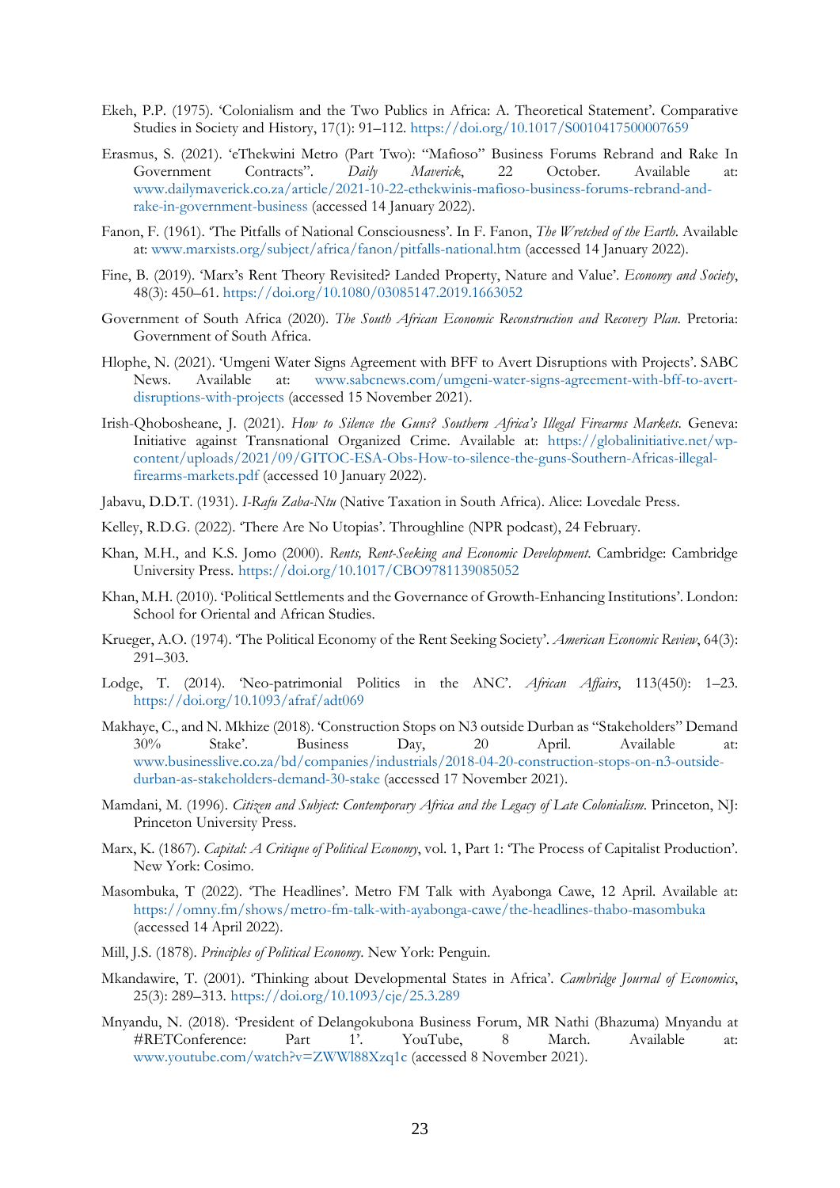Ekeh, P.P. (1975). 'Colonialism and the Two Publics in Africa: A. Theoretical Statement'. Comparative Studies in Society and History, 17(1): 91–112. https://doi.org/10.1017/S0010417500007659

Erasmus, S. (2021). 'eThekwini Metro (Part Two): "Mafioso" Business Forums Rebrand and Rake In Government Contracts". *Daily Maverick*, 22 October. Available at: www.dailymaverick.co.za/article/2021-10-22-ethekwinis-mafioso-business-forums-rebrand-and-rake-in-government-business (accessed 14 January 2022).

Fanon, F. (1961). 'The Pitfalls of National Consciousness'. In F. Fanon, *The Wretched of the Earth*. Available at: www.marxists.org/subject/africa/fanon/pitfalls-national.htm (accessed 14 January 2022).

Fine, B. (2019). 'Marx's Rent Theory Revisited? Landed Property, Nature and Value'. *Economy and Society*, 48(3): 450–61. https://doi.org/10.1080/03085147.2019.1663052

Government of South Africa (2020). *The South African Economic Reconstruction and Recovery Plan*. Pretoria: Government of South Africa.

Hlophe, N. (2021). 'Umgeni Water Signs Agreement with BFF to Avert Disruptions with Projects'. SABC News. Available at: www.sabcnews.com/umgeni-water-signs-agreement-with-bff-to-avert-disruptions-with-projects (accessed 15 November 2021).

Irish-Qhobosheane, J. (2021). *How to Silence the Guns? Southern Africa's Illegal Firearms Markets*. Geneva: Initiative against Transnational Organized Crime. Available at: https://globalinitiative.net/wp-content/uploads/2021/09/GITOC-ESA-Obs-How-to-silence-the-guns-Southern-Africas-illegal-firearms-markets.pdf (accessed 10 January 2022).

Jabavu, D.D.T. (1931). *I-Rafu Zaba-Ntu* (Native Taxation in South Africa). Alice: Lovedale Press.

Kelley, R.D.G. (2022). 'There Are No Utopias'. Throughline (NPR podcast), 24 February.

Khan, M.H., and K.S. Jomo (2000). *Rents, Rent-Seeking and Economic Development*. Cambridge: Cambridge University Press. https://doi.org/10.1017/CBO9781139085052

Khan, M.H. (2010). 'Political Settlements and the Governance of Growth-Enhancing Institutions'. London: School for Oriental and African Studies.

Krueger, A.O. (1974). 'The Political Economy of the Rent Seeking Society'. *American Economic Review*, 64(3): 291–303.

Lodge, T. (2014). 'Neo-patrimonial Politics in the ANC'. *African Affairs*, 113(450): 1–23. https://doi.org/10.1093/afraf/adt069

Makhaye, C., and N. Mkhize (2018). 'Construction Stops on N3 outside Durban as "Stakeholders" Demand 30% Stake'. Business Day, 20 April. Available at: www.businesslive.co.za/bd/companies/industrials/2018-04-20-construction-stops-on-n3-outside-durban-as-stakeholders-demand-30-stake (accessed 17 November 2021).

Mamdani, M. (1996). *Citizen and Subject: Contemporary Africa and the Legacy of Late Colonialism*. Princeton, NJ: Princeton University Press.

Marx, K. (1867). *Capital: A Critique of Political Economy*, vol. 1, Part 1: 'The Process of Capitalist Production'. New York: Cosimo.

Masombuka, T (2022). 'The Headlines'. Metro FM Talk with Ayabonga Cawe, 12 April. Available at: https://omny.fm/shows/metro-fm-talk-with-ayabonga-cawe/the-headlines-thabo-masombuka (accessed 14 April 2022).

Mill, J.S. (1878). *Principles of Political Economy*. New York: Penguin.

Mkandawire, T. (2001). 'Thinking about Developmental States in Africa'. *Cambridge Journal of Economics*, 25(3): 289–313. https://doi.org/10.1093/cje/25.3.289

Mnyandu, N. (2018). 'President of Delangokubona Business Forum, MR Nathi (Bhazuma) Mnyandu at #RETConference: Part 1'. YouTube, 8 March. Available at: www.youtube.com/watch?v=ZWWl88Xzq1c (accessed 8 November 2021).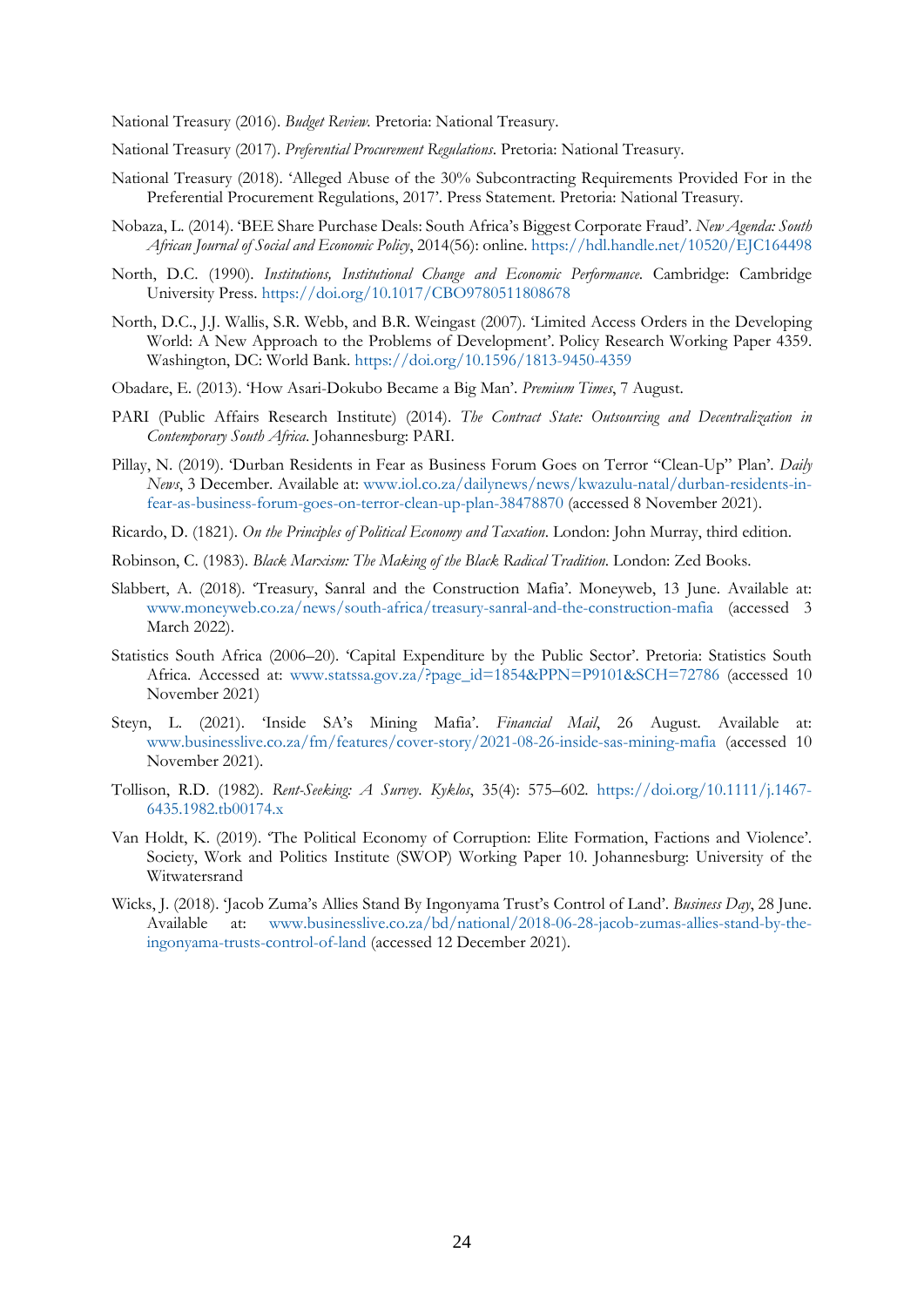National Treasury (2016). *Budget Review*. Pretoria: National Treasury.

National Treasury (2017). *Preferential Procurement Regulations*. Pretoria: National Treasury.

National Treasury (2018). 'Alleged Abuse of the 30% Subcontracting Requirements Provided For in the Preferential Procurement Regulations, 2017'. Press Statement. Pretoria: National Treasury.

Nobaza, L. (2014). 'BEE Share Purchase Deals: South Africa's Biggest Corporate Fraud'. *New Agenda: South African Journal of Social and Economic Policy*, 2014(56): online. https://hdl.handle.net/10520/EJC164498

North, D.C. (1990). *Institutions, Institutional Change and Economic Performance*. Cambridge: Cambridge University Press. https://doi.org/10.1017/CBO9780511808678

North, D.C., J.J. Wallis, S.R. Webb, and B.R. Weingast (2007). 'Limited Access Orders in the Developing World: A New Approach to the Problems of Development'. Policy Research Working Paper 4359. Washington, DC: World Bank. https://doi.org/10.1596/1813-9450-4359

Obadare, E. (2013). 'How Asari-Dokubo Became a Big Man'. *Premium Times*, 7 August.

PARI (Public Affairs Research Institute) (2014). *The Contract State: Outsourcing and Decentralization in Contemporary South Africa*. Johannesburg: PARI.

Pillay, N. (2019). 'Durban Residents in Fear as Business Forum Goes on Terror "Clean-Up" Plan'. *Daily News*, 3 December. Available at: www.iol.co.za/dailynews/news/kwazulu-natal/durban-residents-in-fear-as-business-forum-goes-on-terror-clean-up-plan-38478870 (accessed 8 November 2021).

Ricardo, D. (1821). *On the Principles of Political Economy and Taxation*. London: John Murray, third edition.

Robinson, C. (1983). *Black Marxism: The Making of the Black Radical Tradition*. London: Zed Books.

Slabbert, A. (2018). 'Treasury, Sanral and the Construction Mafia'. Moneyweb, 13 June. Available at: www.moneyweb.co.za/news/south-africa/treasury-sanral-and-the-construction-mafia (accessed 3 March 2022).

Statistics South Africa (2006–20). 'Capital Expenditure by the Public Sector'. Pretoria: Statistics South Africa. Accessed at: www.statssa.gov.za/?page_id=1854&PPN=P9101&SCH=72786 (accessed 10 November 2021)

Steyn, L. (2021). 'Inside SA's Mining Mafia'. *Financial Mail*, 26 August. Available at: www.businesslive.co.za/fm/features/cover-story/2021-08-26-inside-sas-mining-mafia (accessed 10 November 2021).

Tollison, R.D. (1982). *Rent-Seeking: A Survey*. *Kyklos*, 35(4): 575–602. https://doi.org/10.1111/j.1467-6435.1982.tb00174.x

Van Holdt, K. (2019). 'The Political Economy of Corruption: Elite Formation, Factions and Violence'. Society, Work and Politics Institute (SWOP) Working Paper 10. Johannesburg: University of the Witwatersrand

Wicks, J. (2018). 'Jacob Zuma's Allies Stand By Ingonyama Trust's Control of Land'. *Business Day*, 28 June. Available at: www.businesslive.co.za/bd/national/2018-06-28-jacob-zumas-allies-stand-by-the-ingonyama-trusts-control-of-land (accessed 12 December 2021).